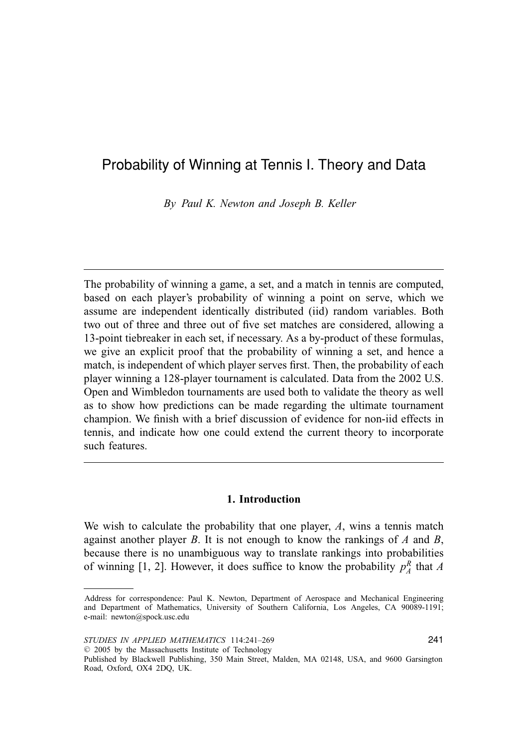# Probability of Winning at Tennis I. Theory and Data

*By Paul K. Newton and Joseph B. Keller*

---

The probability of winning a game, a set, and a match in tennis are computed, based on each player's probability of winning a point on serve, which we assume are independent identically distributed (iid) random variables. Both two out of three and three out of five set matches are considered, allowing a 13-point tiebreaker in each set, if necessary. As a by-product of these formulas, we give an explicit proof that the probability of winning a set, and hence a match, is independent of which player serves first. Then, the probability of each player winning a 128-player tournament is calculated. Data from the 2002 U.S. Open and Wimbledon tournaments are used both to validate the theory as well as to show how predictions can be made regarding the ultimate tournament champion. We finish with a brief discussion of evidence for non-iid effects in tennis, and indicate how one could extend the current theory to incorporate such features.

---

## 1. Introduction

We wish to calculate the probability that one player, $A$, wins a tennis match against another player $B$. It is not enough to know the rankings of $A$ and $B$, because there is no unambiguous way to translate rankings into probabilities of winning [1, 2]. However, it does suffice to know the probability $p_A^R$ that $A$

---

Address for correspondence: Paul K. Newton, Department of Aerospace and Mechanical Engineering and Department of Mathematics, University of Southern California, Los Angeles, CA 90089-1191; e-mail: newton@spock.usc.edu

© 2005 by the Massachusetts Institute of Technology

Published by Blackwell Publishing, 350 Main Street, Malden, MA 02148, USA, and 9600 Garsington Road, Oxford, OX4 2DQ, UK.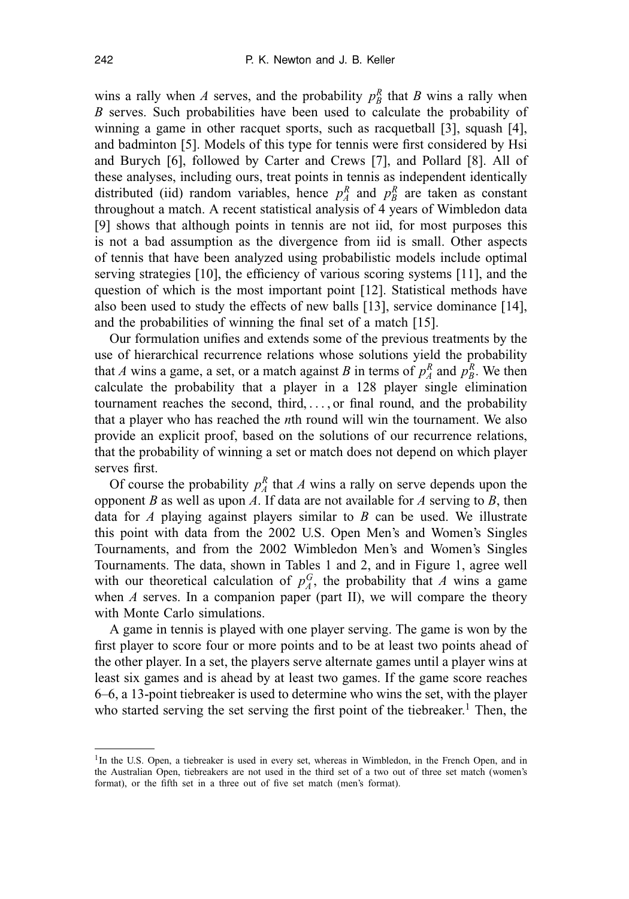wins a rally when $A$ serves, and the probability $p_B^R$ that $B$ wins a rally when $B$ serves. Such probabilities have been used to calculate the probability of winning a game in other racquet sports, such as racquetball [3], squash [4], and badminton [5]. Models of this type for tennis were first considered by Hsi and Burych [6], followed by Carter and Crews [7], and Pollard [8]. All of these analyses, including ours, treat points in tennis as independent identically distributed (iid) random variables, hence $p_A^R$ and $p_B^R$ are taken as constant throughout a match. A recent statistical analysis of 4 years of Wimbledon data [9] shows that although points in tennis are not iid, for most purposes this is not a bad assumption as the divergence from iid is small. Other aspects of tennis that have been analyzed using probabilistic models include optimal serving strategies [10], the efficiency of various scoring systems [11], and the question of which is the most important point [12]. Statistical methods have also been used to study the effects of new balls [13], service dominance [14], and the probabilities of winning the final set of a match [15].

Our formulation unifies and extends some of the previous treatments by the use of hierarchical recurrence relations whose solutions yield the probability that $A$ wins a game, a set, or a match against $B$ in terms of $p_A^R$ and $p_B^R$. We then calculate the probability that a player in a 128 player single elimination tournament reaches the second, third, ..., or final round, and the probability that a player who has reached the $n$th round will win the tournament. We also provide an explicit proof, based on the solutions of our recurrence relations, that the probability of winning a set or match does not depend on which player serves first.

Of course the probability $p_A^R$ that $A$ wins a rally on serve depends upon the opponent $B$ as well as upon $A$. If data are not available for $A$ serving to $B$, then data for $A$ playing against players similar to $B$ can be used. We illustrate this point with data from the 2002 U.S. Open Men's and Women's Singles Tournaments, and from the 2002 Wimbledon Men's and Women's Singles Tournaments. The data, shown in Tables 1 and 2, and in Figure 1, agree well with our theoretical calculation of $p_A^G$, the probability that $A$ wins a game when $A$ serves. In a companion paper (part II), we will compare the theory with Monte Carlo simulations.

A game in tennis is played with one player serving. The game is won by the first player to score four or more points and to be at least two points ahead of the other player. In a set, the players serve alternate games until a player wins at least six games and is ahead by at least two games. If the game score reaches 6–6, a 13-point tiebreaker is used to determine who wins the set, with the player who started serving the set serving the first point of the tiebreaker.[1] Then, the

[1] In the U.S. Open, a tiebreaker is used in every set, whereas in Wimbledon, in the French Open, and in the Australian Open, tiebreakers are not used in the third set of a two out of three set match (women's format), or the fifth set in a three out of five set match (men's format).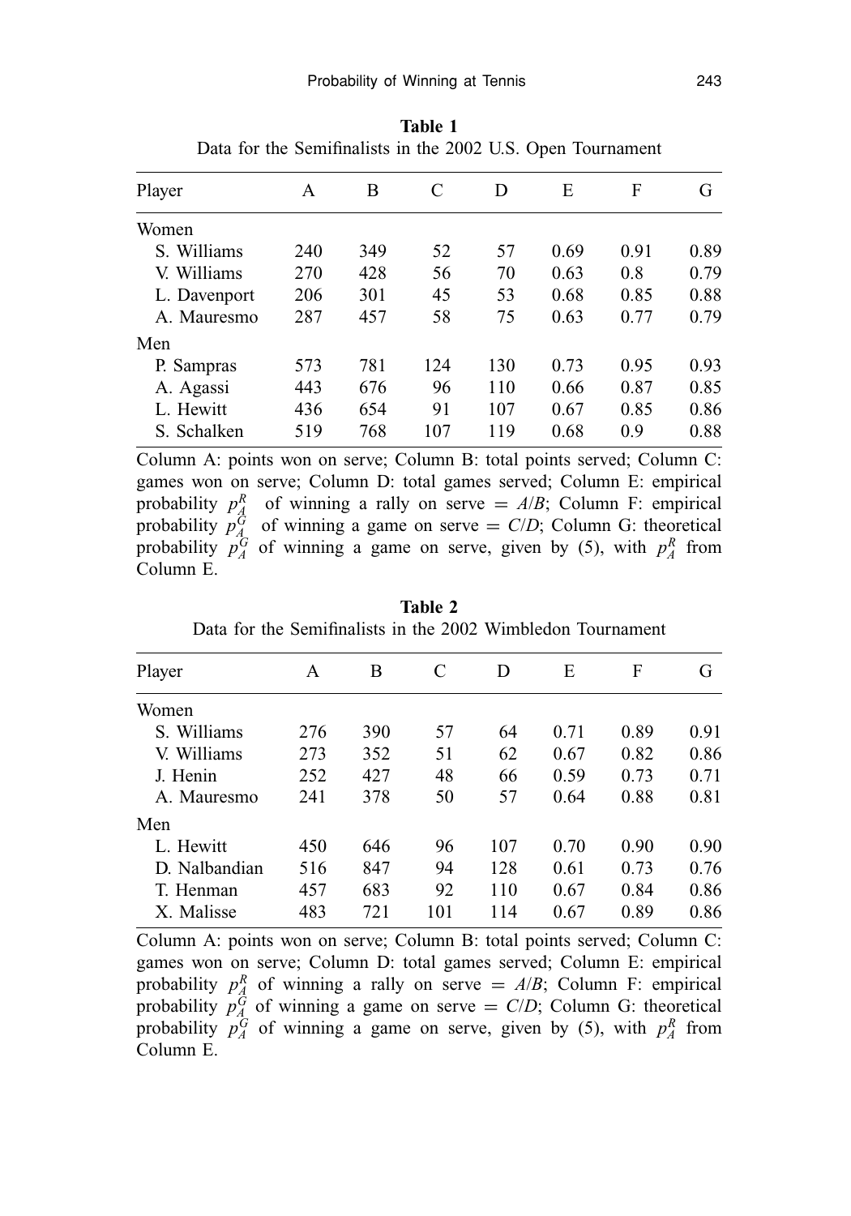**Table 1**
Data for the Semifinalists in the 2002 U.S. Open Tournament

| Player | A | B | C | D | E | F | G |
|---|---|---|---|---|---|---|---|
| Women | | | | | | | |
| S. Williams | 240 | 349 | 52 | 57 | 0.69 | 0.91 | 0.89 |
| V. Williams | 270 | 428 | 56 | 70 | 0.63 | 0.8 | 0.79 |
| L. Davenport | 206 | 301 | 45 | 53 | 0.68 | 0.85 | 0.88 |
| A. Mauresmo | 287 | 457 | 58 | 75 | 0.63 | 0.77 | 0.79 |
| Men | | | | | | | |
| P. Sampras | 573 | 781 | 124 | 130 | 0.73 | 0.95 | 0.93 |
| A. Agassi | 443 | 676 | 96 | 110 | 0.66 | 0.87 | 0.85 |
| L. Hewitt | 436 | 654 | 91 | 107 | 0.67 | 0.85 | 0.86 |
| S. Schalken | 519 | 768 | 107 | 119 | 0.68 | 0.9 | 0.88 |

Column A: points won on serve; Column B: total points served; Column C: games won on serve; Column D: total games served; Column E: empirical probability $p_A^R$ of winning a rally on serve = $A/B$; Column F: empirical probability $p_A^G$ of winning a game on serve = $C/D$; Column G: theoretical probability $p_A^G$ of winning a game on serve, given by (5), with $p_A^R$ from Column E.

**Table 2**
Data for the Semifinalists in the 2002 Wimbledon Tournament

| Player | A | B | C | D | E | F | G |
|---|---|---|---|---|---|---|---|
| Women | | | | | | | |
| S. Williams | 276 | 390 | 57 | 64 | 0.71 | 0.89 | 0.91 |
| V. Williams | 273 | 352 | 51 | 62 | 0.67 | 0.82 | 0.86 |
| J. Henin | 252 | 427 | 48 | 66 | 0.59 | 0.73 | 0.71 |
| A. Mauresmo | 241 | 378 | 50 | 57 | 0.64 | 0.88 | 0.81 |
| Men | | | | | | | |
| L. Hewitt | 450 | 646 | 96 | 107 | 0.70 | 0.90 | 0.90 |
| D. Nalbandian | 516 | 847 | 94 | 128 | 0.61 | 0.73 | 0.76 |
| T. Henman | 457 | 683 | 92 | 110 | 0.67 | 0.84 | 0.86 |
| X. Malisse | 483 | 721 | 101 | 114 | 0.67 | 0.89 | 0.86 |

Column A: points won on serve; Column B: total points served; Column C: games won on serve; Column D: total games served; Column E: empirical probability $p_A^R$ of winning a rally on serve = $A/B$; Column F: empirical probability $p_A^G$ of winning a game on serve = $C/D$; Column G: theoretical probability $p_A^G$ of winning a game on serve, given by (5), with $p_A^R$ from Column E.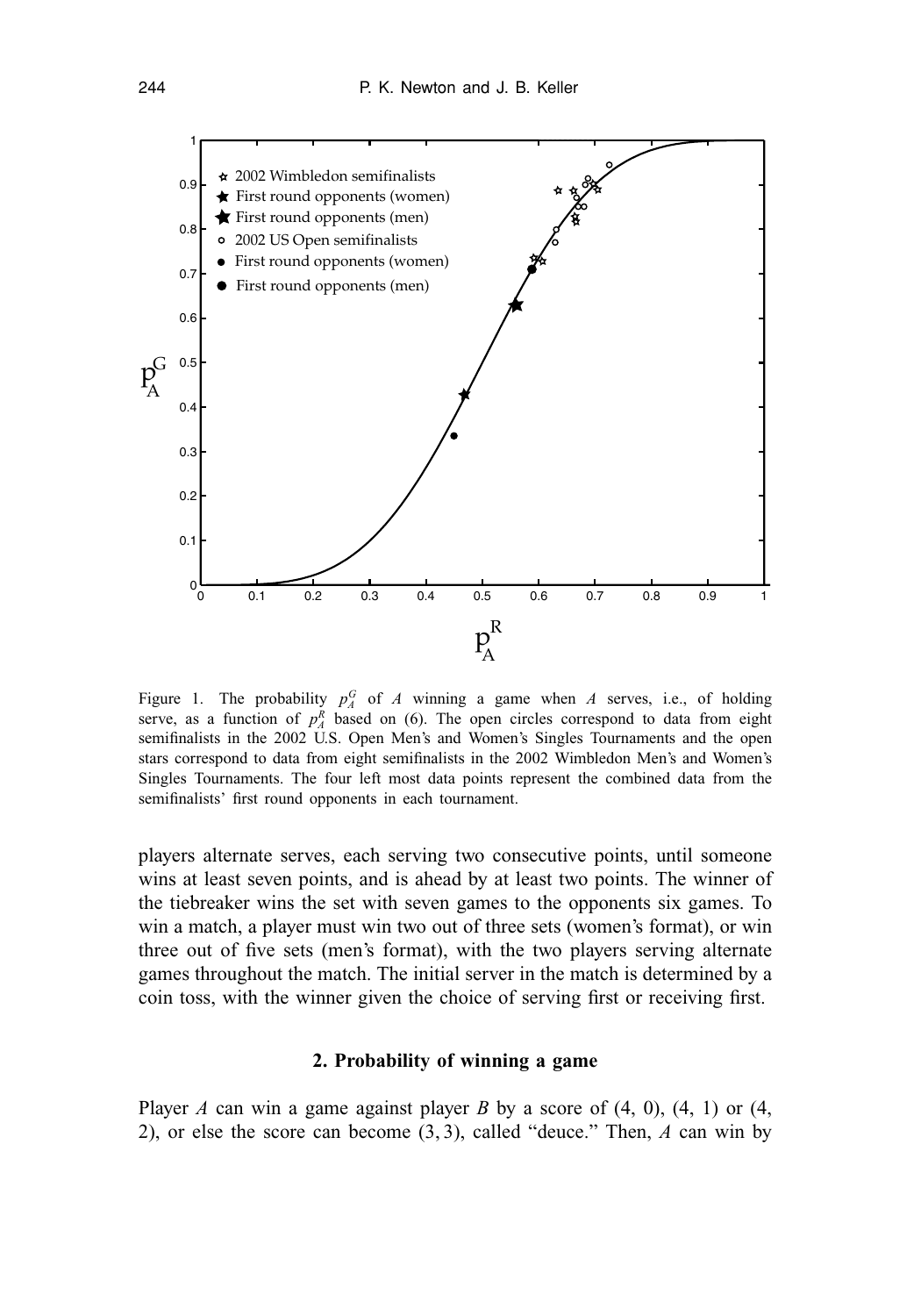Figure 1. The probability $p_A^G$ of $A$ winning a game when $A$ serves, i.e., of holding serve, as a function of $p_A^R$ based on (6). The open circles correspond to data from eight semifinalists in the 2002 U.S. Open Men's and Women's Singles Tournaments and the open stars correspond to data from eight semifinalists in the 2002 Wimbledon Men's and Women's Singles Tournaments. The four left most data points represent the combined data from the semifinalists' first round opponents in each tournament.

players alternate serves, each serving two consecutive points, until someone wins at least seven points, and is ahead by at least two points. The winner of the tiebreaker wins the set with seven games to the opponents six games. To win a match, a player must win two out of three sets (women's format), or win three out of five sets (men's format), with the two players serving alternate games throughout the match. The initial server in the match is determined by a coin toss, with the winner given the choice of serving first or receiving first.

## 2. Probability of winning a game

Player $A$ can win a game against player $B$ by a score of (4, 0), (4, 1) or (4, 2), or else the score can become $(3, 3)$, called "deuce." Then, $A$ can win by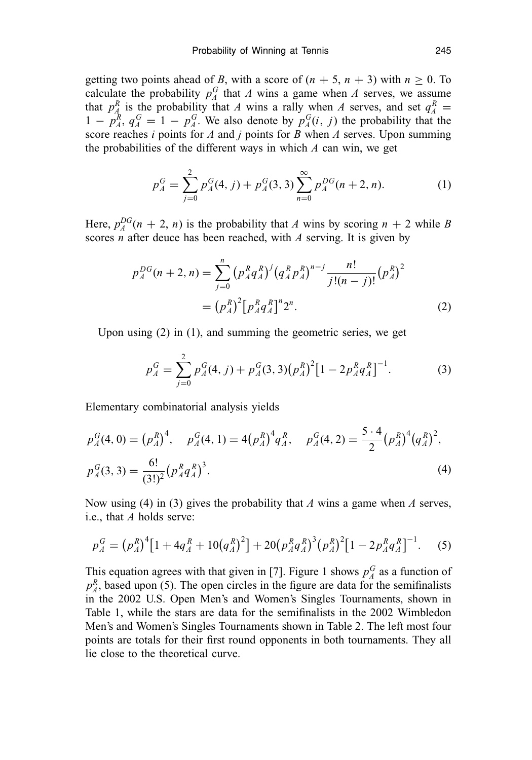getting two points ahead of $B$, with a score of $(n+5, n+3)$ with $n \geq 0$. To calculate the probability $p_A^G$ that $A$ wins a game when $A$ serves, we assume that $p_A^R$ is the probability that $A$ wins a rally when $A$ serves, and set $q_A^R = 1 - p_A^R$, $q_A^G = 1 - p_A^G$. We also denote by $p_A^G(i, j)$ the probability that the score reaches $i$ points for $A$ and $j$ points for $B$ when $A$ serves. Upon summing the probabilities of the different ways in which $A$ can win, we get

$$p_A^G = \sum_{j=0}^{2} p_A^G(4, j) + p_A^G(3, 3) \sum_{n=0}^{\infty} p_A^{DG}(n+2, n). \tag{1}$$

Here, $p_A^{DG}(n+2, n)$ is the probability that $A$ wins by scoring $n+2$ while $B$ scores $n$ after deuce has been reached, with $A$ serving. It is given by

$$\begin{aligned} p_A^{DG}(n+2, n) &= \sum_{j=0}^{n} \left(p_A^R q_A^R\right)^j \left(q_A^R p_A^R\right)^{n-j} \frac{n!}{j!(n-j)!} \left(p_A^R\right)^2 \\ &= \left(p_A^R\right)^2 \left[p_A^R q_A^R\right]^n 2^n. \end{aligned} \tag{2}$$

Upon using (2) in (1), and summing the geometric series, we get

$$p_A^G = \sum_{j=0}^{2} p_A^G(4, j) + p_A^G(3, 3)\left(p_A^R\right)^2 \left[1 - 2 p_A^R q_A^R\right]^{-1}. \tag{3}$$

Elementary combinatorial analysis yields

$$\begin{aligned} &p_A^G(4, 0) = \left(p_A^R\right)^4, \quad p_A^G(4, 1) = 4\left(p_A^R\right)^4 q_A^R, \quad p_A^G(4, 2) = \frac{5 \cdot 4}{2}\left(p_A^R\right)^4 \left(q_A^R\right)^2, \\ &p_A^G(3, 3) = \frac{6!}{(3!)^2}\left(p_A^R q_A^R\right)^3. \end{aligned} \tag{4}$$

Now using (4) in (3) gives the probability that $A$ wins a game when $A$ serves, i.e., that $A$ holds serve:

$$p_A^G = \left(p_A^R\right)^4 \left[1 + 4 q_A^R + 10\left(q_A^R\right)^2\right] + 20\left(p_A^R q_A^R\right)^3 \left(p_A^R\right)^2 \left[1 - 2 p_A^R q_A^R\right]^{-1}. \tag{5}$$

This equation agrees with that given in [7]. Figure 1 shows $p_A^G$ as a function of $p_A^R$, based upon (5). The open circles in the figure are data for the semifinalists in the 2002 U.S. Open Men's and Women's Singles Tournaments, shown in Table 1, while the stars are data for the semifinalists in the 2002 Wimbledon Men's and Women's Singles Tournaments shown in Table 2. The left most four points are totals for their first round opponents in both tournaments. They all lie close to the theoretical curve.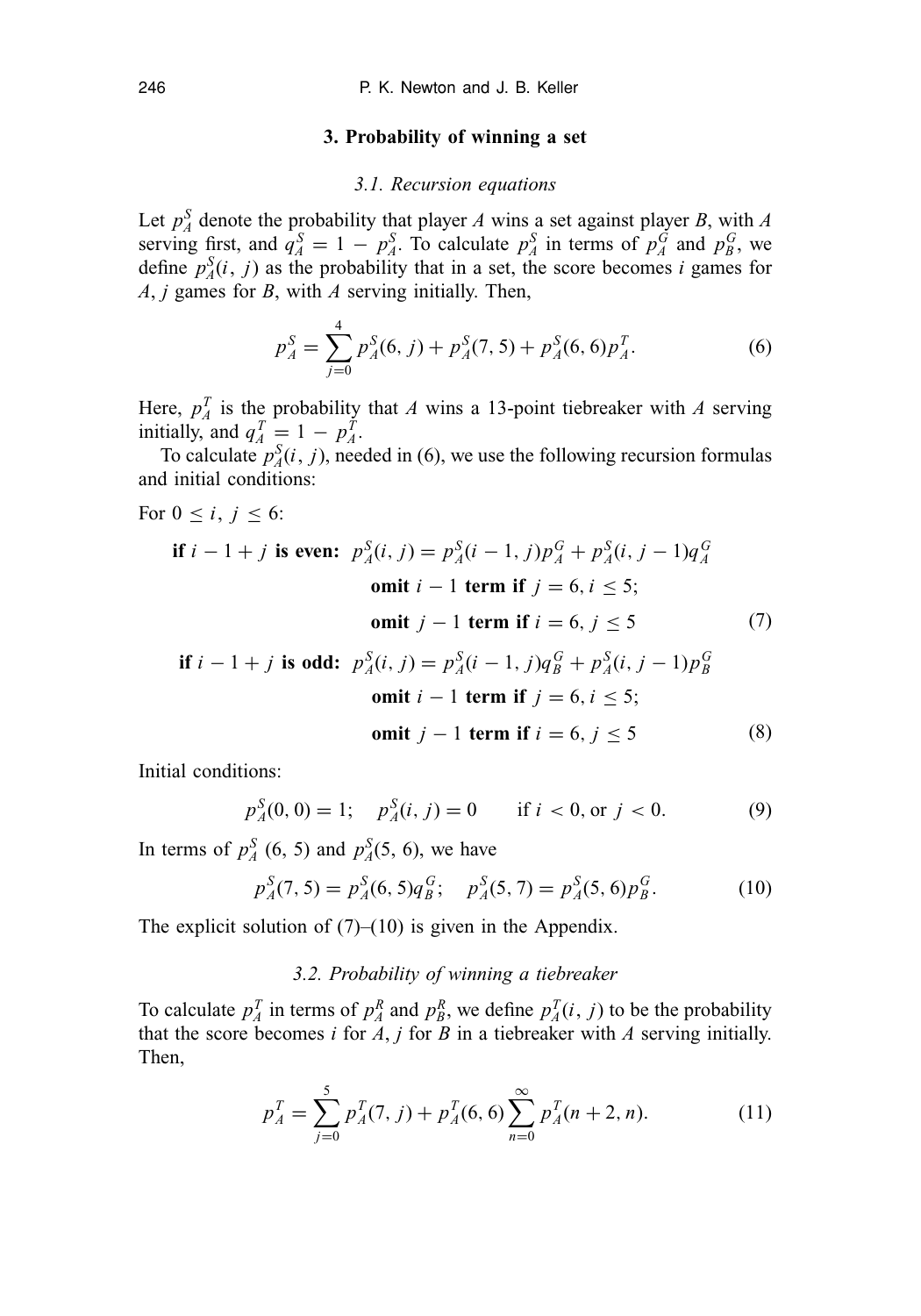## 3. Probability of winning a set

### 3.1. Recursion equations

Let $p_A^S$ denote the probability that player $A$ wins a set against player $B$, with $A$ serving first, and $q_A^S = 1 - p_A^S$. To calculate $p_A^S$ in terms of $p_A^G$ and $p_B^G$, we define $p_A^S(i, j)$ as the probability that in a set, the score becomes $i$ games for $A$, $j$ games for $B$, with $A$ serving initially. Then,

$$p_A^S = \sum_{j=0}^{4} p_A^S(6, j) + p_A^S(7, 5) + p_A^S(6, 6) p_A^T. \tag{6}$$

Here, $p_A^T$ is the probability that $A$ wins a 13-point tiebreaker with $A$ serving initially, and $q_A^T = 1 - p_A^T$.

To calculate $p_A^S(i, j)$, needed in (6), we use the following recursion formulas and initial conditions:

For $0 \le i, j \le 6$:

$$\begin{aligned}
&\textbf{if } i - 1 + j \textbf{ is even:} \quad p_A^S(i, j) = p_A^S(i-1, j) p_A^G + p_A^S(i, j-1) q_A^G \\
&\qquad\qquad \textbf{omit } i - 1 \textbf{ term if } j = 6, i \le 5; \\
&\qquad\qquad \textbf{omit } j - 1 \textbf{ term if } i = 6, j \le 5
\end{aligned} \tag{7}$$

$$\begin{aligned}
&\textbf{if } i - 1 + j \textbf{ is odd:} \quad p_A^S(i, j) = p_A^S(i-1, j) q_B^G + p_A^S(i, j-1) p_B^G \\
&\qquad\qquad \textbf{omit } i - 1 \textbf{ term if } j = 6, i \le 5; \\
&\qquad\qquad \textbf{omit } j - 1 \textbf{ term if } i = 6, j \le 5
\end{aligned} \tag{8}$$

Initial conditions:

$$p_A^S(0, 0) = 1; \quad p_A^S(i, j) = 0 \qquad \text{if } i < 0, \text{ or } j < 0. \tag{9}$$

In terms of $p_A^S(6, 5)$ and $p_A^S(5, 6)$, we have

$$p_A^S(7, 5) = p_A^S(6, 5) q_B^G; \quad p_A^S(5, 7) = p_A^S(5, 6) p_B^G. \tag{10}$$

The explicit solution of (7)–(10) is given in the Appendix.

### 3.2. Probability of winning a tiebreaker

To calculate $p_A^T$ in terms of $p_A^R$ and $p_B^R$, we define $p_A^T(i, j)$ to be the probability that the score becomes $i$ for $A$, $j$ for $B$ in a tiebreaker with $A$ serving initially. Then,

$$p_A^T = \sum_{j=0}^{5} p_A^T(7, j) + p_A^T(6, 6) \sum_{n=0}^{\infty} p_A^T(n+2, n). \tag{11}$$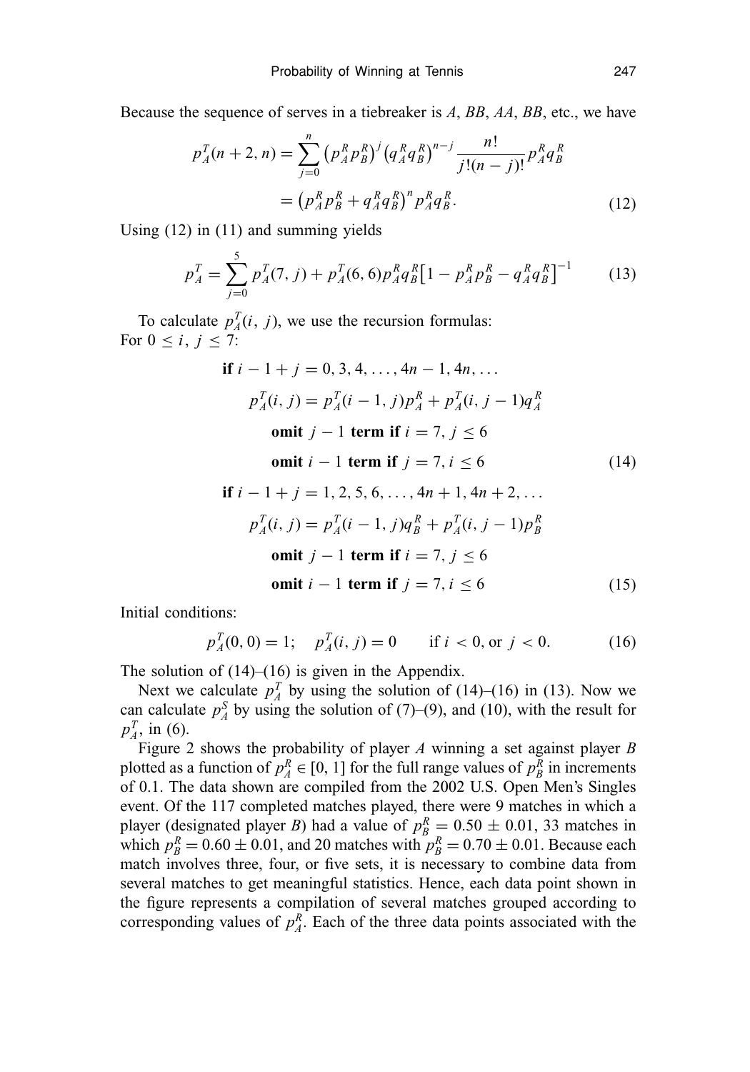Because the sequence of serves in a tiebreaker is $A$, $BB$, $AA$, $BB$, etc., we have

$$
\begin{aligned}
p_A^T(n+2, n) &= \sum_{j=0}^{n} \left(p_A^R p_B^R\right)^j \left(q_A^R q_B^R\right)^{n-j} \frac{n!}{j!(n-j)!} p_A^R q_B^R \\
&= \left(p_A^R p_B^R + q_A^R q_B^R\right)^n p_A^R q_B^R.
\end{aligned} \tag{12}
$$

Using (12) in (11) and summing yields

$$
p_A^T = \sum_{j=0}^{5} p_A^T(7, j) + p_A^T(6, 6) p_A^R q_B^R \left[1 - p_A^R p_B^R - q_A^R q_B^R\right]^{-1} \tag{13}
$$

To calculate $p_A^T(i, j)$, we use the recursion formulas:
For $0 \le i, j \le 7$:

$$
\begin{aligned}
&\textbf{if } i - 1 + j = 0, 3, 4, \ldots, 4n-1, 4n, \ldots \\
&\qquad p_A^T(i, j) = p_A^T(i-1, j) p_A^R + p_A^T(i, j-1) q_A^R \\
&\qquad\qquad \textbf{omit } j-1 \textbf{ term if } i = 7, j \le 6 \\
&\qquad\qquad \textbf{omit } i-1 \textbf{ term if } j = 7, i \le 6
\end{aligned} \tag{14}
$$

$$
\begin{aligned}
&\textbf{if } i - 1 + j = 1, 2, 5, 6, \ldots, 4n+1, 4n+2, \ldots \\
&\qquad p_A^T(i, j) = p_A^T(i-1, j) q_B^R + p_A^T(i, j-1) p_B^R \\
&\qquad\qquad \textbf{omit } j-1 \textbf{ term if } i = 7, j \le 6 \\
&\qquad\qquad \textbf{omit } i-1 \textbf{ term if } j = 7, i \le 6
\end{aligned} \tag{15}
$$

Initial conditions:

$$
p_A^T(0, 0) = 1; \quad p_A^T(i, j) = 0 \qquad \text{if } i < 0, \text{ or } j < 0. \tag{16}
$$

The solution of (14)–(16) is given in the Appendix.

Next we calculate $p_A^T$ by using the solution of (14)–(16) in (13). Now we can calculate $p_A^S$ by using the solution of (7)–(9), and (10), with the result for $p_A^T$, in (6).

Figure 2 shows the probability of player $A$ winning a set against player $B$ plotted as a function of $p_A^R \in [0, 1]$ for the full range values of $p_B^R$ in increments of 0.1. The data shown are compiled from the 2002 U.S. Open Men's Singles event. Of the 117 completed matches played, there were 9 matches in which a player (designated player $B$) had a value of $p_B^R = 0.50 \pm 0.01$, 33 matches in which $p_B^R = 0.60 \pm 0.01$, and 20 matches with $p_B^R = 0.70 \pm 0.01$. Because each match involves three, four, or five sets, it is necessary to combine data from several matches to get meaningful statistics. Hence, each data point shown in the figure represents a compilation of several matches grouped according to corresponding values of $p_A^R$. Each of the three data points associated with the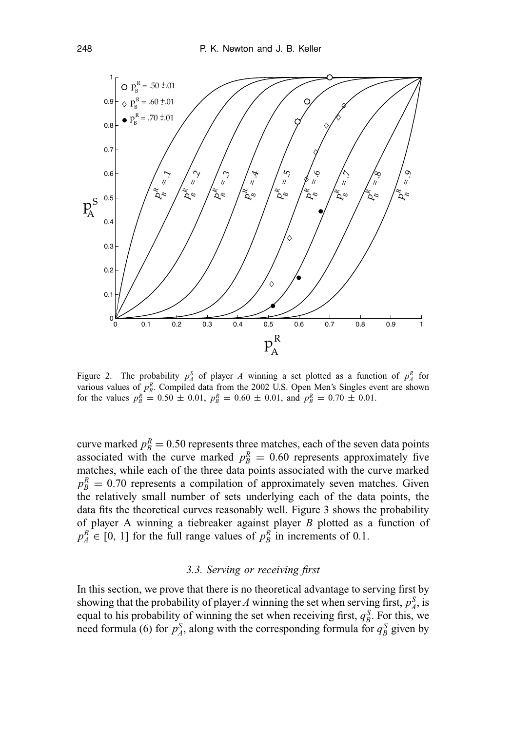Figure 2. The probability $p_A^S$ of player $A$ winning a set plotted as a function of $p_A^R$ for various values of $p_B^R$. Compiled data from the 2002 U.S. Open Men's Singles event are shown for the values $p_B^R = 0.50 \pm 0.01$, $p_B^R = 0.60 \pm 0.01$, and $p_B^R = 0.70 \pm 0.01$.

curve marked $p_B^R = 0.50$ represents three matches, each of the seven data points associated with the curve marked $p_B^R = 0.60$ represents approximately five matches, while each of the three data points associated with the curve marked $p_B^R = 0.70$ represents a compilation of approximately seven matches. Given the relatively small number of sets underlying each of the data points, the data fits the theoretical curves reasonably well. Figure 3 shows the probability of player A winning a tiebreaker against player $B$ plotted as a function of $p_A^R \in [0, 1]$ for the full range values of $p_B^R$ in increments of 0.1.

### *3.3. Serving or receiving first*

In this section, we prove that there is no theoretical advantage to serving first by showing that the probability of player $A$ winning the set when serving first, $p_A^S$, is equal to his probability of winning the set when receiving first, $q_B^S$. For this, we need formula (6) for $p_A^S$, along with the corresponding formula for $q_B^S$ given by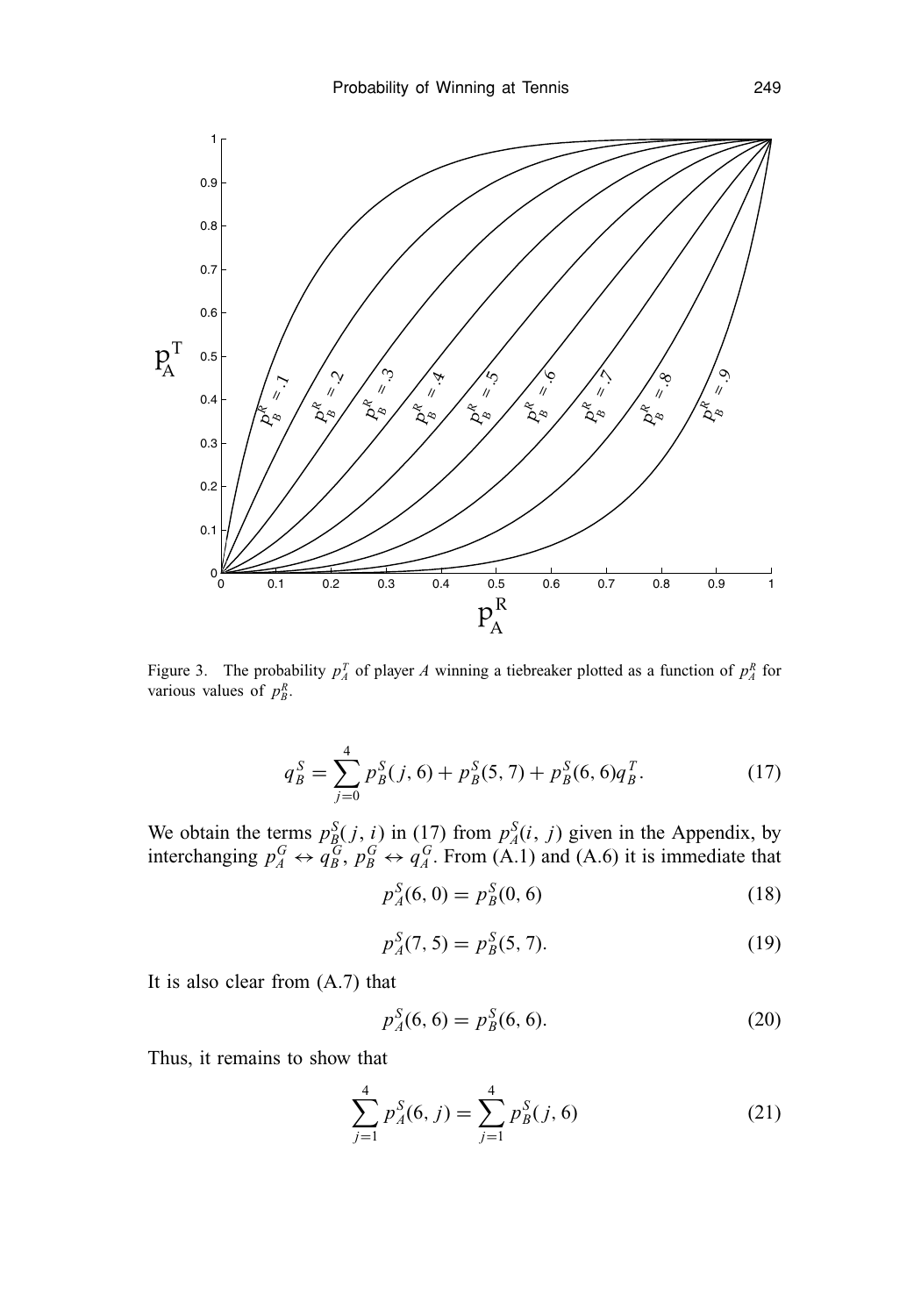Figure 3. The probability $p_A^T$ of player $A$ winning a tiebreaker plotted as a function of $p_A^R$ for various values of $p_B^R$.

$$q_B^S = \sum_{j=0}^{4} p_B^S(j, 6) + p_B^S(5, 7) + p_B^S(6, 6) q_B^T. \tag{17}$$

We obtain the terms $p_B^S(j, i)$ in (17) from $p_A^S(i, j)$ given in the Appendix, by interchanging $p_A^G \leftrightarrow q_B^G$, $p_B^G \leftrightarrow q_A^G$. From (A.1) and (A.6) it is immediate that

$$p_A^S(6, 0) = p_B^S(0, 6) \tag{18}$$

$$p_A^S(7, 5) = p_B^S(5, 7). \tag{19}$$

It is also clear from (A.7) that

$$p_A^S(6, 6) = p_B^S(6, 6). \tag{20}$$

Thus, it remains to show that

$$\sum_{j=1}^{4} p_A^S(6, j) = \sum_{j=1}^{4} p_B^S(j, 6) \tag{21}$$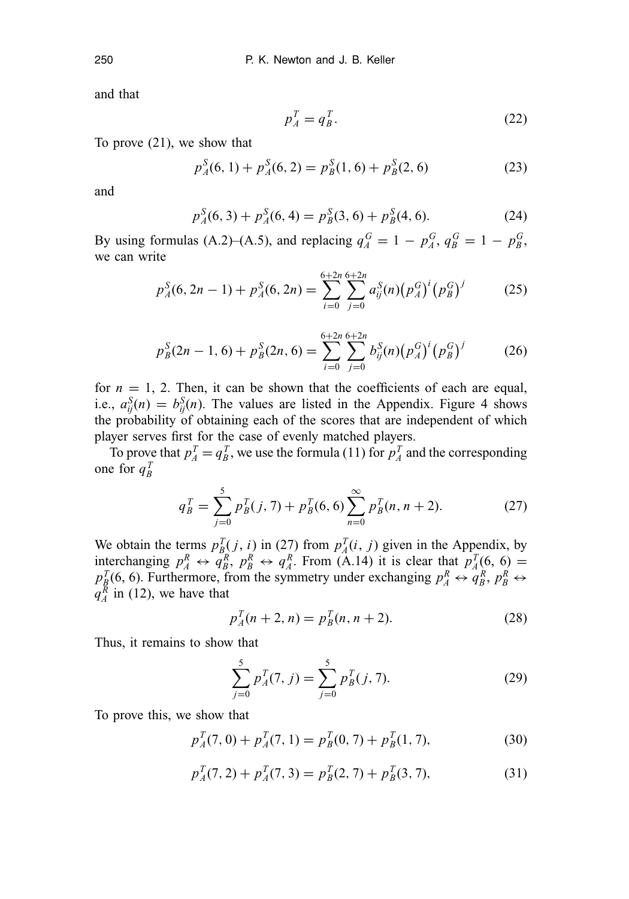and that

$$p_A^T = q_B^T. \tag{22}$$

To prove (21), we show that

$$p_A^S(6, 1) + p_A^S(6, 2) = p_B^S(1, 6) + p_B^S(2, 6) \tag{23}$$

and

$$p_A^S(6, 3) + p_A^S(6, 4) = p_B^S(3, 6) + p_B^S(4, 6). \tag{24}$$

By using formulas (A.2)–(A.5), and replacing $q_A^G = 1 - p_A^G$, $q_B^G = 1 - p_B^G$, we can write

$$p_A^S(6, 2n-1) + p_A^S(6, 2n) = \sum_{i=0}^{6+2n} \sum_{j=0}^{6+2n} a_{ij}^S(n) \big(p_A^G\big)^i \big(p_B^G\big)^j \tag{25}$$

$$p_B^S(2n-1, 6) + p_B^S(2n, 6) = \sum_{i=0}^{6+2n} \sum_{j=0}^{6+2n} b_{ij}^S(n) \big(p_A^G\big)^i \big(p_B^G\big)^j \tag{26}$$

for $n = 1, 2$. Then, it can be shown that the coefficients of each are equal, i.e., $a_{ij}^S(n) = b_{ij}^S(n)$. The values are listed in the Appendix. Figure 4 shows the probability of obtaining each of the scores that are independent of which player serves first for the case of evenly matched players.

To prove that $p_A^T = q_B^T$, we use the formula (11) for $p_A^T$ and the corresponding one for $q_B^T$

$$q_B^T = \sum_{j=0}^{5} p_B^T(j, 7) + p_B^T(6, 6) \sum_{n=0}^{\infty} p_B^T(n, n+2). \tag{27}$$

We obtain the terms $p_B^T(j, i)$ in (27) from $p_A^T(i, j)$ given in the Appendix, by interchanging $p_A^R \leftrightarrow q_B^R$, $p_B^R \leftrightarrow q_A^R$. From (A.14) it is clear that $p_A^T(6, 6) = p_B^T(6, 6)$. Furthermore, from the symmetry under exchanging $p_A^R \leftrightarrow q_B^R$, $p_B^R \leftrightarrow q_A^R$ in (12), we have that

$$p_A^T(n+2, n) = p_B^T(n, n+2). \tag{28}$$

Thus, it remains to show that

$$\sum_{j=0}^{5} p_A^T(7, j) = \sum_{j=0}^{5} p_B^T(j, 7). \tag{29}$$

To prove this, we show that

$$p_A^T(7, 0) + p_A^T(7, 1) = p_B^T(0, 7) + p_B^T(1, 7), \tag{30}$$

$$p_A^T(7, 2) + p_A^T(7, 3) = p_B^T(2, 7) + p_B^T(3, 7), \tag{31}$$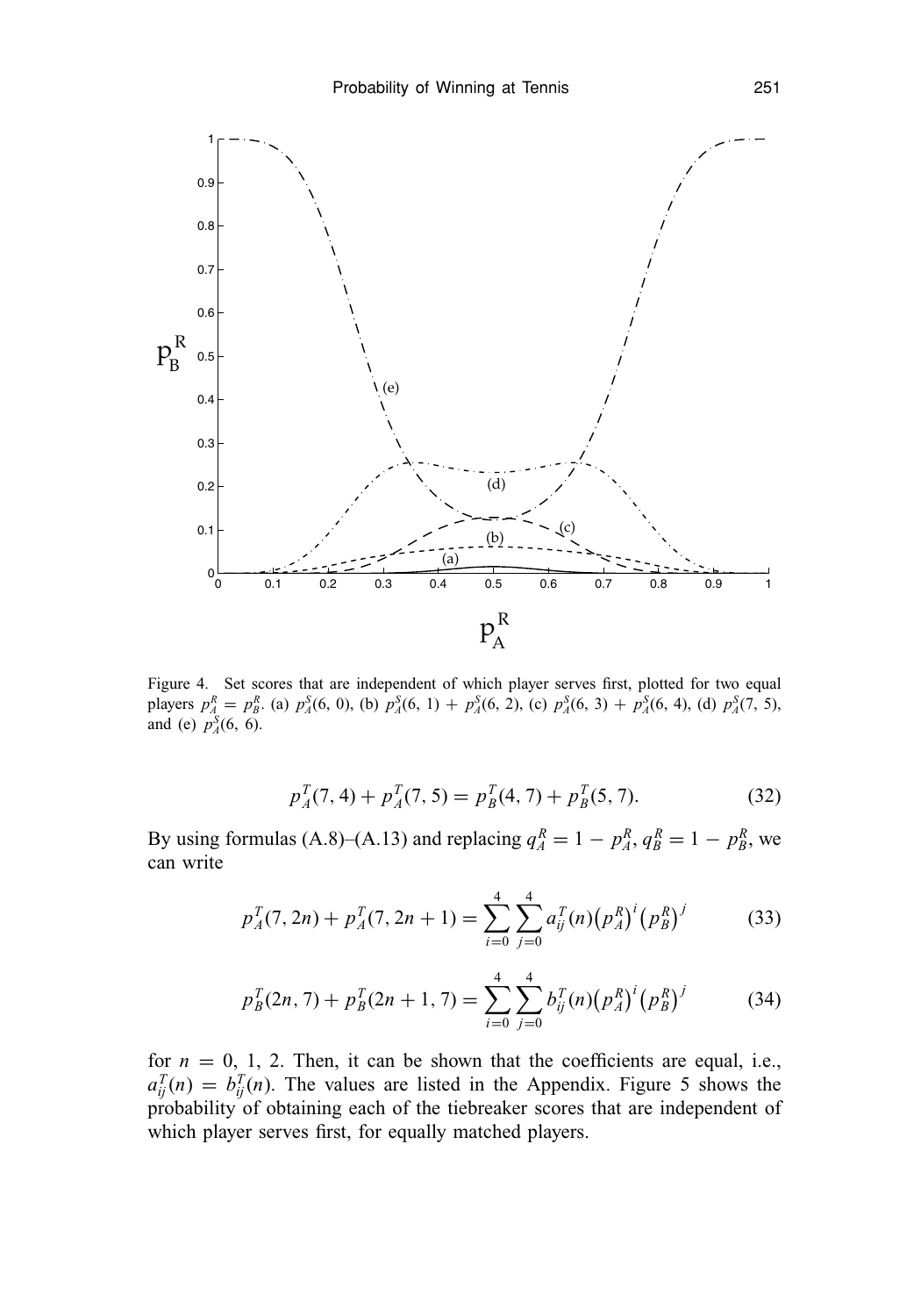Figure 4. Set scores that are independent of which player serves first, plotted for two equal players $p_A^R = p_B^R$. (a) $p_A^S(6, 0)$, (b) $p_A^S(6, 1) + p_A^S(6, 2)$, (c) $p_A^S(6, 3) + p_A^S(6, 4)$, (d) $p_A^S(7, 5)$, and (e) $p_A^S(6, 6)$.

$$p_A^T(7, 4) + p_A^T(7, 5) = p_B^T(4, 7) + p_B^T(5, 7). \tag{32}$$

By using formulas (A.8)–(A.13) and replacing $q_A^R = 1 - p_A^R$, $q_B^R = 1 - p_B^R$, we can write

$$p_A^T(7, 2n) + p_A^T(7, 2n+1) = \sum_{i=0}^{4} \sum_{j=0}^{4} a_{ij}^T(n) \left(p_A^R\right)^i \left(p_B^R\right)^j \tag{33}$$

$$p_B^T(2n, 7) + p_B^T(2n+1, 7) = \sum_{i=0}^{4} \sum_{j=0}^{4} b_{ij}^T(n) \left(p_A^R\right)^i \left(p_B^R\right)^j \tag{34}$$

for $n = 0, 1, 2$. Then, it can be shown that the coefficients are equal, i.e., $a_{ij}^T(n) = b_{ij}^T(n)$. The values are listed in the Appendix. Figure 5 shows the probability of obtaining each of the tiebreaker scores that are independent of which player serves first, for equally matched players.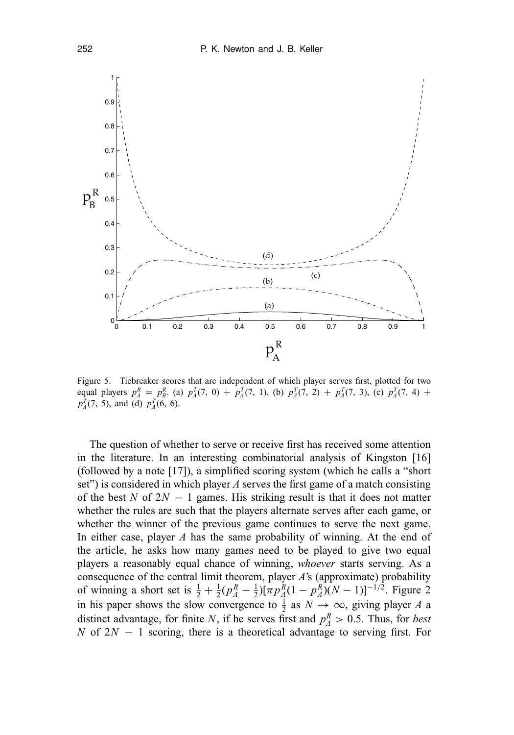Figure 5. Tiebreaker scores that are independent of which player serves first, plotted for two equal players $p_A^R = p_B^R$. (a) $p_A^T(7,\,0) + p_A^T(7,\,1)$, (b) $p_A^T(7,\,2) + p_A^T(7,\,3)$, (c) $p_A^T(7,\,4) + p_A^T(7,\,5)$, and (d) $p_A^T(6,\,6)$.

The question of whether to serve or receive first has received some attention in the literature. In an interesting combinatorial analysis of Kingston [16] (followed by a note [17]), a simplified scoring system (which he calls a "short set") is considered in which player $A$ serves the first game of a match consisting of the best $N$ of $2N - 1$ games. His striking result is that it does not matter whether the rules are such that the players alternate serves after each game, or whether the winner of the previous game continues to serve the next game. In either case, player $A$ has the same probability of winning. At the end of the article, he asks how many games need to be played to give two equal players a reasonably equal chance of winning, *whoever* starts serving. As a consequence of the central limit theorem, player $A$'s (approximate) probability of winning a short set is $\frac{1}{2} + \frac{1}{2}(p_A^R - \frac{1}{2})[\pi p_A^R(1 - p_A^R)(N-1)]^{-1/2}$. Figure 2 in his paper shows the slow convergence to $\frac{1}{2}$ as $N \to \infty$, giving player $A$ a distinct advantage, for finite $N$, if he serves first and $p_A^R > 0.5$. Thus, for *best* $N$ of $2N - 1$ scoring, there is a theoretical advantage to serving first. For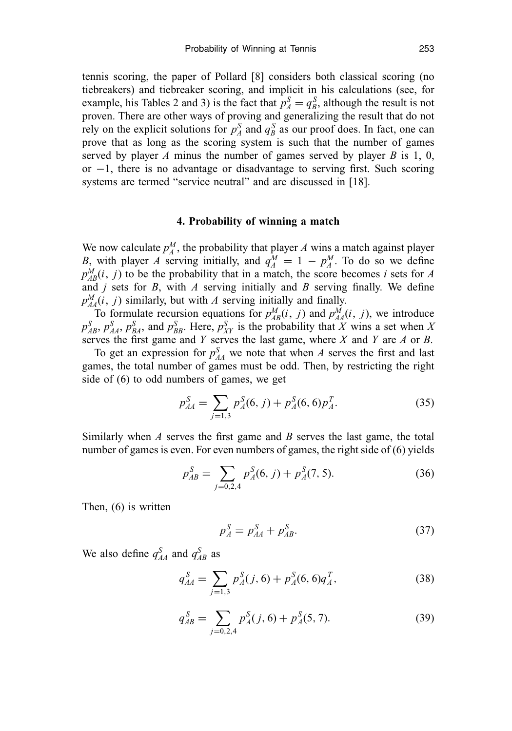tennis scoring, the paper of Pollard [8] considers both classical scoring (no tiebreakers) and tiebreaker scoring, and implicit in his calculations (see, for example, his Tables 2 and 3) is the fact that $p_A^S = q_B^S$, although the result is not proven. There are other ways of proving and generalizing the result that do not rely on the explicit solutions for $p_A^S$ and $q_B^S$ as our proof does. In fact, one can prove that as long as the scoring system is such that the number of games served by player $A$ minus the number of games served by player $B$ is 1, 0, or $-1$, there is no advantage or disadvantage to serving first. Such scoring systems are termed "service neutral" and are discussed in [18].

### 4. Probability of winning a match

We now calculate $p_A^M$, the probability that player $A$ wins a match against player $B$, with player $A$ serving initially, and $q_A^M = 1 - p_A^M$. To do so we define $p_{AB}^M(i, j)$ to be the probability that in a match, the score becomes $i$ sets for $A$ and $j$ sets for $B$, with $A$ serving initially and $B$ serving finally. We define $p_{AA}^M(i, j)$ similarly, but with $A$ serving initially and finally.

To formulate recursion equations for $p_{AB}^M(i, j)$ and $p_{AA}^M(i, j)$, we introduce $p_{AB}^S$, $p_{AA}^S$, $p_{BA}^S$, and $p_{BB}^S$. Here, $p_{XY}^S$ is the probability that $X$ wins a set when $X$ serves the first game and $Y$ serves the last game, where $X$ and $Y$ are $A$ or $B$.

To get an expression for $p_{AA}^S$ we note that when $A$ serves the first and last games, the total number of games must be odd. Then, by restricting the right side of (6) to odd numbers of games, we get

$$p_{AA}^S = \sum_{j=1,3} p_A^S(6, j) + p_A^S(6, 6)p_A^T. \tag{35}$$

Similarly when $A$ serves the first game and $B$ serves the last game, the total number of games is even. For even numbers of games, the right side of (6) yields

$$p_{AB}^S = \sum_{j=0,2,4} p_A^S(6, j) + p_A^S(7, 5). \tag{36}$$

Then, (6) is written

$$p_A^S = p_{AA}^S + p_{AB}^S. \tag{37}$$

We also define $q_{AA}^S$ and $q_{AB}^S$ as

$$q_{AA}^S = \sum_{j=1,3} p_A^S(j, 6) + p_A^S(6, 6)q_A^T, \tag{38}$$

$$q_{AB}^S = \sum_{j=0,2,4} p_A^S(j, 6) + p_A^S(5, 7). \tag{39}$$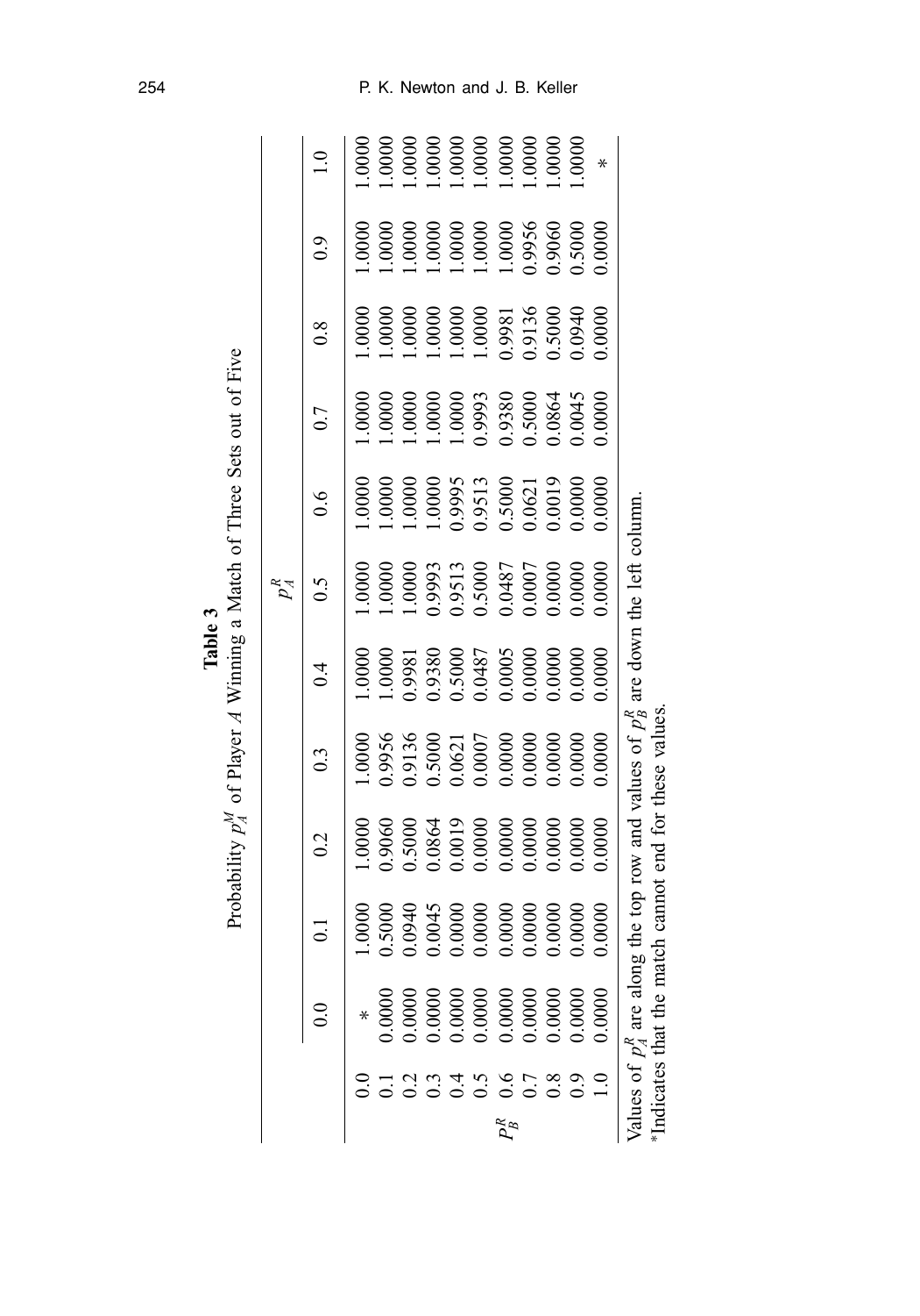**Table 3**

Probability $p_A^M$ of Player $A$ Winning a Match of Three Sets out of Five

| | | $p_A^R$ | | | | | | | | | | |
|---|---|---|---|---|---|---|---|---|---|---|---|---|
| | | 0.0 | 0.1 | 0.2 | 0.3 | 0.4 | 0.5 | 0.6 | 0.7 | 0.8 | 0.9 | 1.0 |
| | 0.0 | * | 1.0000 | 1.0000 | 1.0000 | 1.0000 | 1.0000 | 1.0000 | 1.0000 | 1.0000 | 1.0000 | 1.0000 |
| | 0.1 | 0.0000 | 0.5000 | 0.9060 | 0.9956 | 1.0000 | 1.0000 | 1.0000 | 1.0000 | 1.0000 | 1.0000 | 1.0000 |
| | 0.2 | 0.0000 | 0.0940 | 0.5000 | 0.9136 | 0.9981 | 1.0000 | 1.0000 | 1.0000 | 1.0000 | 1.0000 | 1.0000 |
| | 0.3 | 0.0000 | 0.0045 | 0.0864 | 0.5000 | 0.9380 | 0.9993 | 1.0000 | 1.0000 | 1.0000 | 1.0000 | 1.0000 |
| | 0.4 | 0.0000 | 0.0000 | 0.0019 | 0.0621 | 0.5000 | 0.9513 | 0.9995 | 1.0000 | 1.0000 | 1.0000 | 1.0000 |
| | 0.5 | 0.0000 | 0.0000 | 0.0000 | 0.0007 | 0.0487 | 0.5000 | 0.9513 | 0.9993 | 1.0000 | 1.0000 | 1.0000 |
| $P_B^R$ | 0.6 | 0.0000 | 0.0000 | 0.0000 | 0.0000 | 0.0005 | 0.0487 | 0.5000 | 0.9380 | 0.9981 | 1.0000 | 1.0000 |
| | 0.7 | 0.0000 | 0.0000 | 0.0000 | 0.0000 | 0.0000 | 0.0007 | 0.0621 | 0.5000 | 0.9136 | 0.9956 | 1.0000 |
| | 0.8 | 0.0000 | 0.0000 | 0.0000 | 0.0000 | 0.0000 | 0.0000 | 0.0019 | 0.0864 | 0.5000 | 0.9060 | 1.0000 |
| | 0.9 | 0.0000 | 0.0000 | 0.0000 | 0.0000 | 0.0000 | 0.0000 | 0.0000 | 0.0045 | 0.0940 | 0.5000 | 1.0000 |
| | 1.0 | 0.0000 | 0.0000 | 0.0000 | 0.0000 | 0.0000 | 0.0000 | 0.0000 | 0.0000 | 0.0000 | 0.0000 | * |

Values of $p_A^R$ are along the top row and values of $p_B^R$ are down the left column.
*Indicates that the match cannot end for these values.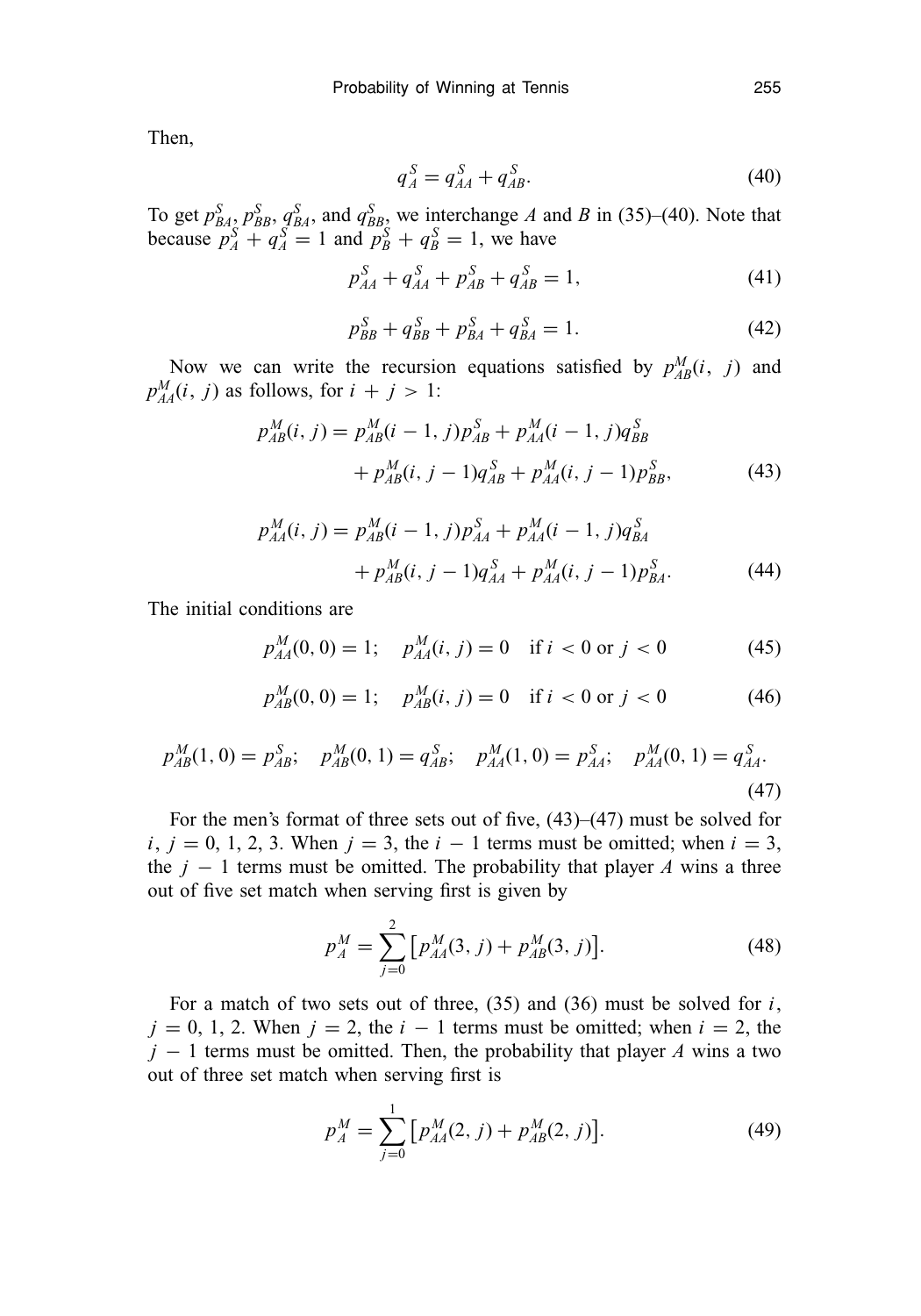Then,

$$q_A^S = q_{AA}^S + q_{AB}^S. \tag{40}$$

To get $p_{BA}^S$, $p_{BB}^S$, $q_{BA}^S$, and $q_{BB}^S$, we interchange $A$ and $B$ in (35)–(40). Note that because $p_A^S + q_A^S = 1$ and $p_B^S + q_B^S = 1$, we have

$$p_{AA}^S + q_{AA}^S + p_{AB}^S + q_{AB}^S = 1, \tag{41}$$

$$p_{BB}^S + q_{BB}^S + p_{BA}^S + q_{BA}^S = 1. \tag{42}$$

Now we can write the recursion equations satisfied by $p_{AB}^M(i, j)$ and $p_{AA}^M(i, j)$ as follows, for $i + j > 1$:

$$p_{AB}^M(i, j) = p_{AB}^M(i-1, j)p_{AB}^S + p_{AA}^M(i-1, j)q_{BB}^S + p_{AB}^M(i, j-1)q_{AB}^S + p_{AA}^M(i, j-1)p_{BB}^S, \tag{43}$$

$$p_{AA}^M(i, j) = p_{AB}^M(i-1, j)p_{AA}^S + p_{AA}^M(i-1, j)q_{BA}^S + p_{AB}^M(i, j-1)q_{AA}^S + p_{AA}^M(i, j-1)p_{BA}^S. \tag{44}$$

The initial conditions are

$$p_{AA}^M(0, 0) = 1; \quad p_{AA}^M(i, j) = 0 \quad \text{if } i < 0 \text{ or } j < 0 \tag{45}$$

$$p_{AB}^M(0, 0) = 1; \quad p_{AB}^M(i, j) = 0 \quad \text{if } i < 0 \text{ or } j < 0 \tag{46}$$

$$p_{AB}^M(1, 0) = p_{AB}^S; \quad p_{AB}^M(0, 1) = q_{AB}^S; \quad p_{AA}^M(1, 0) = p_{AA}^S; \quad p_{AA}^M(0, 1) = q_{AA}^S. \tag{47}$$

For the men's format of three sets out of five, (43)–(47) must be solved for $i$, $j = 0, 1, 2, 3$. When $j = 3$, the $i - 1$ terms must be omitted; when $i = 3$, the $j - 1$ terms must be omitted. The probability that player $A$ wins a three out of five set match when serving first is given by

$$p_A^M = \sum_{j=0}^{2} \left[ p_{AA}^M(3, j) + p_{AB}^M(3, j) \right]. \tag{48}$$

For a match of two sets out of three, (35) and (36) must be solved for $i$, $j = 0, 1, 2$. When $j = 2$, the $i - 1$ terms must be omitted; when $i = 2$, the $j - 1$ terms must be omitted. Then, the probability that player $A$ wins a two out of three set match when serving first is

$$p_A^M = \sum_{j=0}^{1} \left[ p_{AA}^M(2, j) + p_{AB}^M(2, j) \right]. \tag{49}$$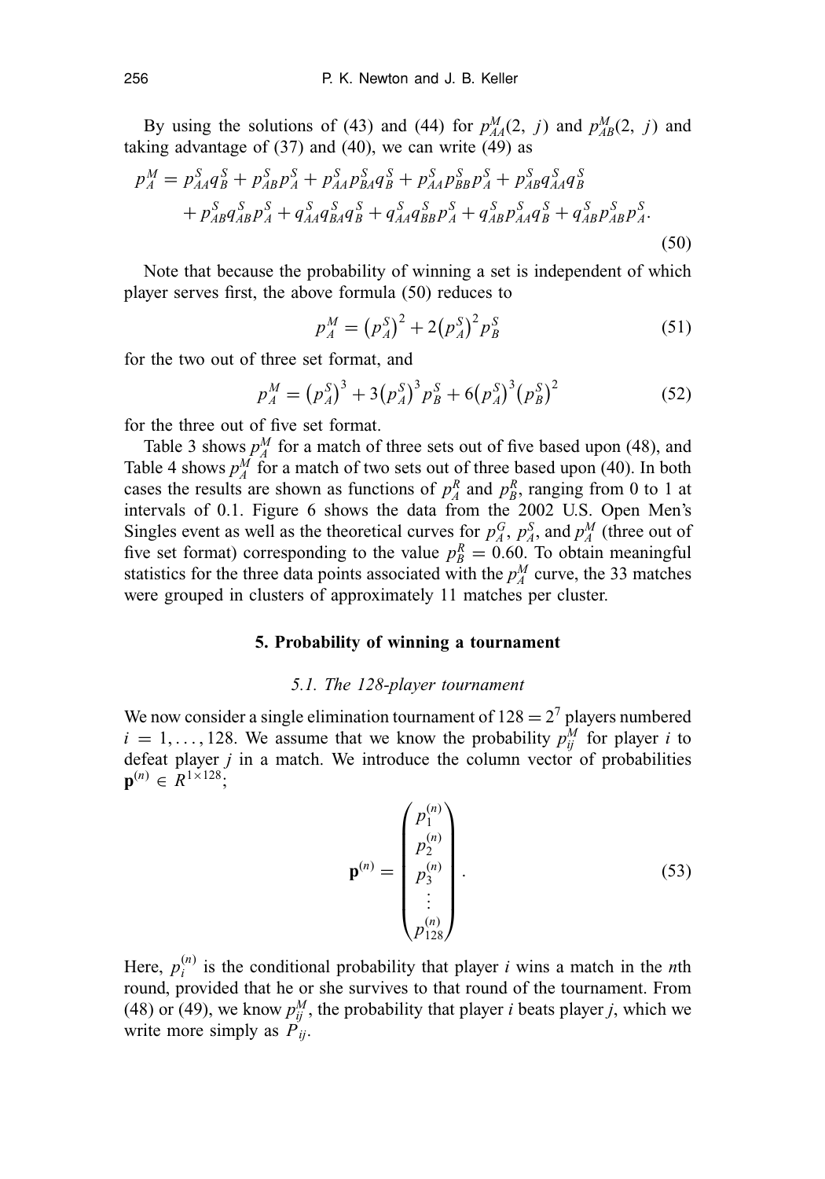By using the solutions of (43) and (44) for $p^M_{AA}(2, j)$ and $p^M_{AB}(2, j)$ and taking advantage of (37) and (40), we can write (49) as

$$
\begin{aligned}
p^M_A = {} & p^S_{AA} q^S_B + p^S_{AB} p^S_A + p^S_{AA} p^S_{BA} q^S_B + p^S_{AA} p^S_{BB} p^S_A + p^S_{AB} q^S_{AA} q^S_B \\
& + p^S_{AB} q^S_{AB} p^S_A + q^S_{AA} q^S_{BA} q^S_B + q^S_{AA} q^S_{BB} p^S_A + q^S_{AB} p^S_{AA} q^S_B + q^S_{AB} p^S_{AB} p^S_A.
\end{aligned}
\tag{50}
$$

Note that because the probability of winning a set is independent of which player serves first, the above formula (50) reduces to

$$p^M_A = \left(p^S_A\right)^2 + 2\left(p^S_A\right)^2 p^S_B \tag{51}$$

for the two out of three set format, and

$$p^M_A = \left(p^S_A\right)^3 + 3\left(p^S_A\right)^3 p^S_B + 6\left(p^S_A\right)^3\left(p^S_B\right)^2 \tag{52}$$

for the three out of five set format.

Table 3 shows $p^M_A$ for a match of three sets out of five based upon (48), and Table 4 shows $p^M_A$ for a match of two sets out of three based upon (40). In both cases the results are shown as functions of $p^R_A$ and $p^R_B$, ranging from 0 to 1 at intervals of 0.1. Figure 6 shows the data from the 2002 U.S. Open Men's Singles event as well as the theoretical curves for $p^G_A$, $p^S_A$, and $p^M_A$ (three out of five set format) corresponding to the value $p^R_B = 0.60$. To obtain meaningful statistics for the three data points associated with the $p^M_A$ curve, the 33 matches were grouped in clusters of approximately 11 matches per cluster.

## 5. Probability of winning a tournament

### 5.1. The 128-player tournament

We now consider a single elimination tournament of $128 = 2^7$ players numbered $i = 1, \ldots, 128$. We assume that we know the probability $p^M_{ij}$ for player $i$ to defeat player $j$ in a match. We introduce the column vector of probabilities $\mathbf{p}^{(n)} \in R^{1\times 128}$;

$$\mathbf{p}^{(n)} = \begin{pmatrix} p^{(n)}_1 \\ p^{(n)}_2 \\ p^{(n)}_3 \\ \vdots \\ p^{(n)}_{128} \end{pmatrix}. \tag{53}$$

Here, $p^{(n)}_i$ is the conditional probability that player $i$ wins a match in the $n$th round, provided that he or she survives to that round of the tournament. From (48) or (49), we know $p^M_{ij}$, the probability that player $i$ beats player $j$, which we write more simply as $P_{ij}$.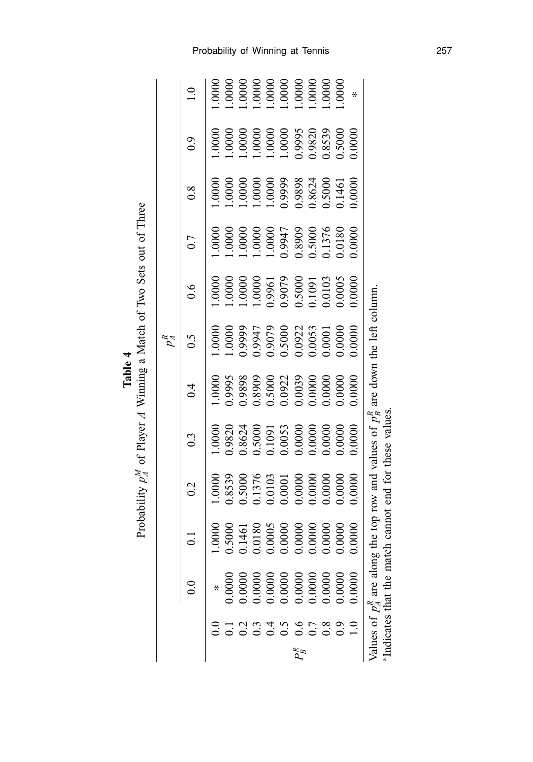**Table 4**

Probability $p_A^M$ of Player $A$ Winning a Match of Two Sets out of Three

| | | $p_A^R$ | | | | | | | | | | |
|---|---|---|---|---|---|---|---|---|---|---|---|---|
| | | 0.0 | 0.1 | 0.2 | 0.3 | 0.4 | 0.5 | 0.6 | 0.7 | 0.8 | 0.9 | 1.0 |
| | 0.0 | * | 1.0000 | 1.0000 | 1.0000 | 1.0000 | 1.0000 | 1.0000 | 1.0000 | 1.0000 | 1.0000 | 1.0000 |
| | 0.1 | 0.0000 | 0.5000 | 0.8539 | 0.9820 | 0.9995 | 1.0000 | 1.0000 | 1.0000 | 1.0000 | 1.0000 | 1.0000 |
| | 0.2 | 0.0000 | 0.1461 | 0.5000 | 0.8624 | 0.9898 | 0.9999 | 1.0000 | 1.0000 | 1.0000 | 1.0000 | 1.0000 |
| | 0.3 | 0.0000 | 0.0180 | 0.1376 | 0.5000 | 0.8909 | 0.9947 | 1.0000 | 1.0000 | 1.0000 | 1.0000 | 1.0000 |
| | 0.4 | 0.0000 | 0.0005 | 0.0103 | 0.1091 | 0.5000 | 0.9079 | 0.9961 | 1.0000 | 1.0000 | 1.0000 | 1.0000 |
| | 0.5 | 0.0000 | 0.0000 | 0.0001 | 0.0053 | 0.0922 | 0.5000 | 0.9079 | 0.9947 | 0.9999 | 1.0000 | 1.0000 |
| $P_B^R$ | 0.6 | 0.0000 | 0.0000 | 0.0000 | 0.0000 | 0.0039 | 0.0922 | 0.5000 | 0.8909 | 0.9898 | 0.9995 | 1.0000 |
| | 0.7 | 0.0000 | 0.0000 | 0.0000 | 0.0000 | 0.0000 | 0.0053 | 0.1091 | 0.5000 | 0.8624 | 0.9820 | 1.0000 |
| | 0.8 | 0.0000 | 0.0000 | 0.0000 | 0.0000 | 0.0000 | 0.0001 | 0.0103 | 0.1376 | 0.5000 | 0.8539 | 1.0000 |
| | 0.9 | 0.0000 | 0.0000 | 0.0000 | 0.0000 | 0.0000 | 0.0000 | 0.0005 | 0.0180 | 0.1461 | 0.5000 | 1.0000 |
| | 1.0 | 0.0000 | 0.0000 | 0.0000 | 0.0000 | 0.0000 | 0.0000 | 0.0000 | 0.0000 | 0.0000 | 0.0000 | * |

Values of $p_A^R$ are along the top row and values of $p_B^R$ are down the left column.
*Indicates that the match cannot end for these values.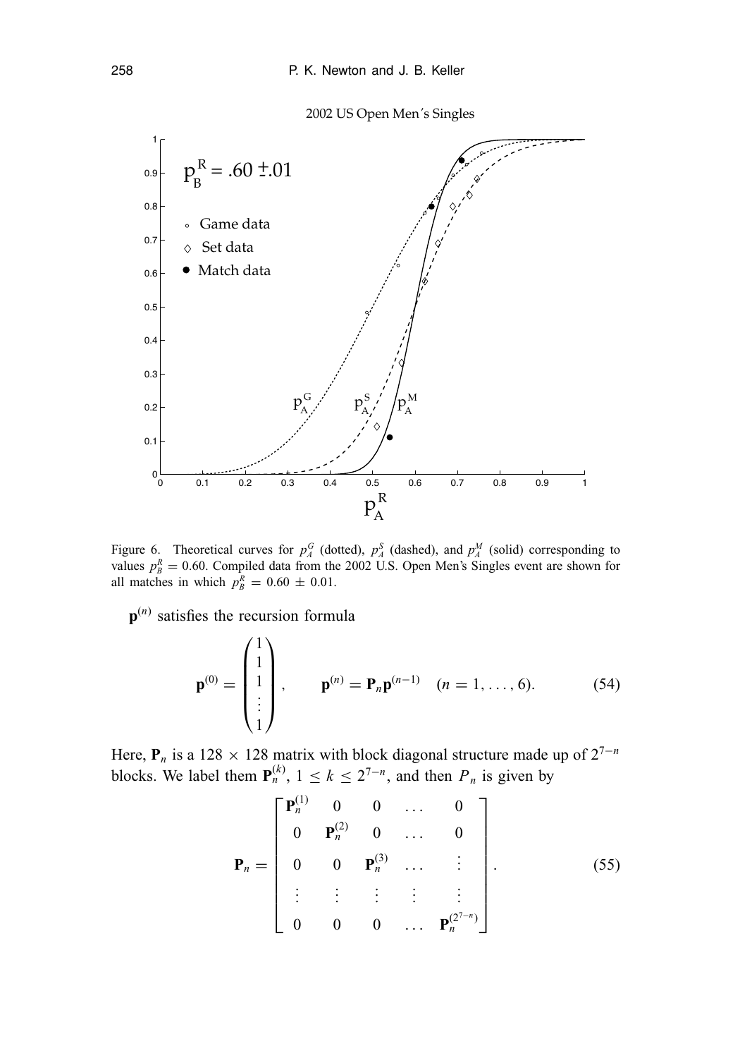Figure 6. Theoretical curves for $p_A^G$ (dotted), $p_A^S$ (dashed), and $p_A^M$ (solid) corresponding to values $p_B^R = 0.60$. Compiled data from the 2002 U.S. Open Men's Singles event are shown for all matches in which $p_B^R = 0.60 \pm 0.01$.

$\mathbf{p}^{(n)}$ satisfies the recursion formula

$$\mathbf{p}^{(0)} = \begin{pmatrix} 1 \\ 1 \\ 1 \\ \vdots \\ 1 \end{pmatrix}, \qquad \mathbf{p}^{(n)} = \mathbf{P}_n \mathbf{p}^{(n-1)} \quad (n = 1, \ldots, 6). \tag{54}$$

Here, $\mathbf{P}_n$ is a $128 \times 128$ matrix with block diagonal structure made up of $2^{7-n}$ blocks. We label them $\mathbf{P}_n^{(k)}$, $1 \leq k \leq 2^{7-n}$, and then $P_n$ is given by

$$\mathbf{P}_n = \begin{bmatrix} \mathbf{P}_n^{(1)} & 0 & 0 & \ldots & 0 \\ 0 & \mathbf{P}_n^{(2)} & 0 & \ldots & 0 \\ 0 & 0 & \mathbf{P}_n^{(3)} & \ldots & \vdots \\ \vdots & \vdots & \vdots & \vdots & \vdots \\ 0 & 0 & 0 & \ldots & \mathbf{P}_n^{(2^{7-n})} \end{bmatrix}. \tag{55}$$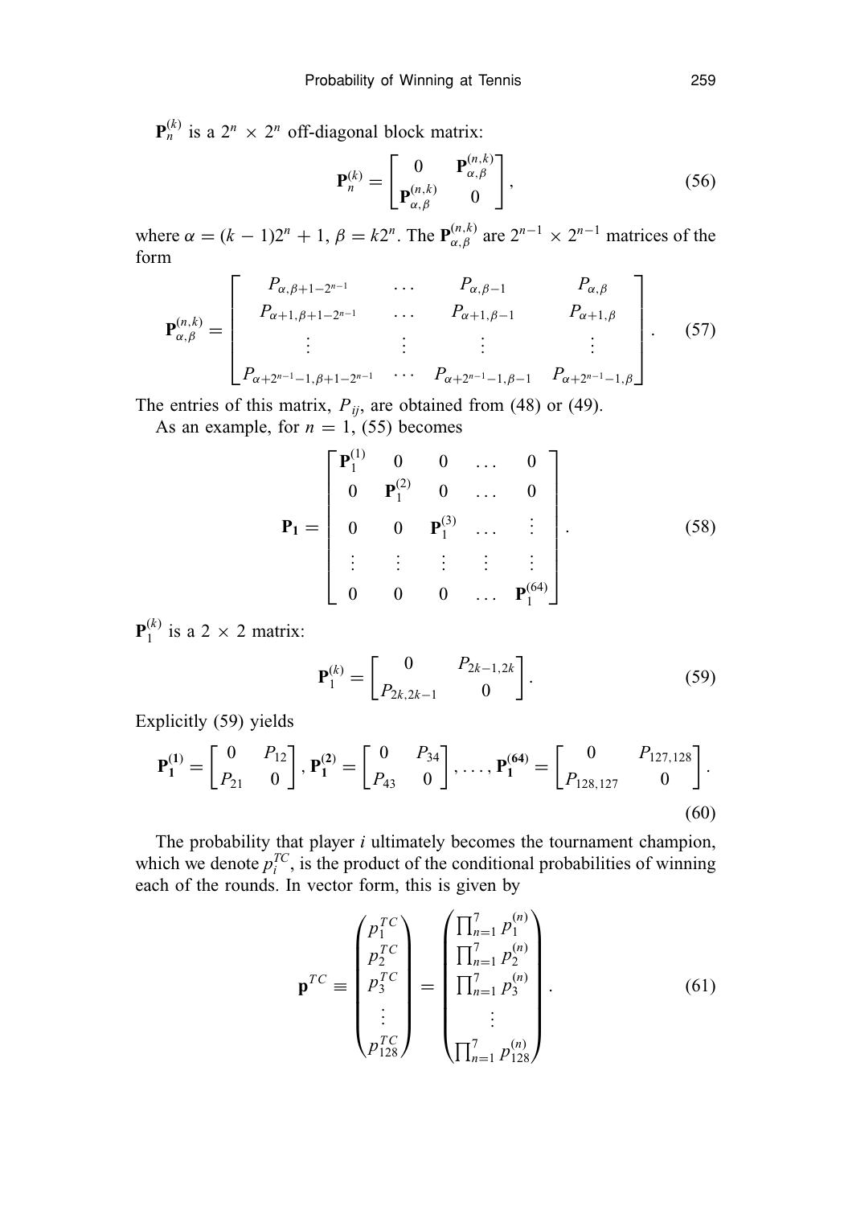$\mathbf{P}_n^{(k)}$ is a $2^n \times 2^n$ off-diagonal block matrix:

$$\mathbf{P}_n^{(k)} = \begin{bmatrix} 0 & \mathbf{P}_{\alpha,\beta}^{(n,k)} \\ \mathbf{P}_{\alpha,\beta}^{(n,k)} & 0 \end{bmatrix}, \tag{56}$$

where $\alpha = (k-1)2^n + 1$, $\beta = k2^n$. The $\mathbf{P}_{\alpha,\beta}^{(n,k)}$ are $2^{n-1} \times 2^{n-1}$ matrices of the form

$$\mathbf{P}_{\alpha,\beta}^{(n,k)} = \begin{bmatrix} P_{\alpha,\beta+1-2^{n-1}} & \dots & P_{\alpha,\beta-1} & P_{\alpha,\beta} \\ P_{\alpha+1,\beta+1-2^{n-1}} & \dots & P_{\alpha+1,\beta-1} & P_{\alpha+1,\beta} \\ \vdots & \vdots & \vdots & \vdots \\ P_{\alpha+2^{n-1}-1,\beta+1-2^{n-1}} & \dots & P_{\alpha+2^{n-1}-1,\beta-1} & P_{\alpha+2^{n-1}-1,\beta} \end{bmatrix}. \tag{57}$$

The entries of this matrix, $P_{ij}$, are obtained from (48) or (49).

As an example, for $n = 1$, (55) becomes

$$\mathbf{P_1} = \begin{bmatrix} \mathbf{P}_1^{(1)} & 0 & 0 & \dots & 0 \\ 0 & \mathbf{P}_1^{(2)} & 0 & \dots & 0 \\ 0 & 0 & \mathbf{P}_1^{(3)} & \dots & \vdots \\ \vdots & \vdots & \vdots & \vdots & \vdots \\ 0 & 0 & 0 & \dots & \mathbf{P}_1^{(64)} \end{bmatrix}. \tag{58}$$

$\mathbf{P}_1^{(k)}$ is a $2 \times 2$ matrix:

$$\mathbf{P}_1^{(k)} = \begin{bmatrix} 0 & P_{2k-1,2k} \\ P_{2k,2k-1} & 0 \end{bmatrix}. \tag{59}$$

Explicitly (59) yields

$$\mathbf{P_1^{(1)}} = \begin{bmatrix} 0 & P_{12} \\ P_{21} & 0 \end{bmatrix}, \mathbf{P_1^{(2)}} = \begin{bmatrix} 0 & P_{34} \\ P_{43} & 0 \end{bmatrix}, \dots, \mathbf{P_1^{(64)}} = \begin{bmatrix} 0 & P_{127,128} \\ P_{128,127} & 0 \end{bmatrix}. \tag{60}$$

The probability that player $i$ ultimately becomes the tournament champion, which we denote $p_i^{TC}$, is the product of the conditional probabilities of winning each of the rounds. In vector form, this is given by

$$\mathbf{p}^{TC} \equiv \begin{pmatrix} p_1^{TC} \\ p_2^{TC} \\ p_3^{TC} \\ \vdots \\ p_{128}^{TC} \end{pmatrix} = \begin{pmatrix} \prod_{n=1}^{7} p_1^{(n)} \\ \prod_{n=1}^{7} p_2^{(n)} \\ \prod_{n=1}^{7} p_3^{(n)} \\ \vdots \\ \prod_{n=1}^{7} p_{128}^{(n)} \end{pmatrix}. \tag{61}$$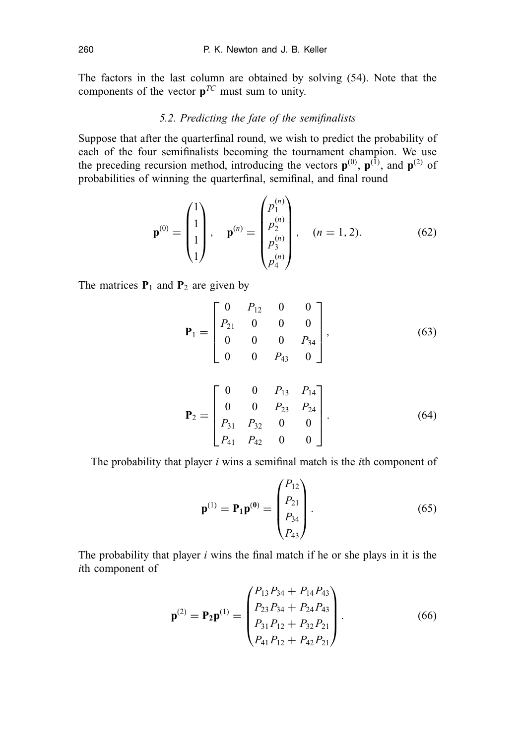The factors in the last column are obtained by solving (54). Note that the components of the vector $\mathbf{p}^{TC}$ must sum to unity.

### *5.2. Predicting the fate of the semifinalists*

Suppose that after the quarterfinal round, we wish to predict the probability of each of the four semifinalists becoming the tournament champion. We use the preceding recursion method, introducing the vectors $\mathbf{p}^{(0)}$, $\mathbf{p}^{(1)}$, and $\mathbf{p}^{(2)}$ of probabilities of winning the quarterfinal, semifinal, and final round

$$\mathbf{p}^{(0)} = \begin{pmatrix} 1 \\ 1 \\ 1 \\ 1 \end{pmatrix}, \quad \mathbf{p}^{(n)} = \begin{pmatrix} p_1^{(n)} \\ p_2^{(n)} \\ p_3^{(n)} \\ p_4^{(n)} \end{pmatrix}, \quad (n = 1, 2). \tag{62}$$

The matrices $\mathbf{P}_1$ and $\mathbf{P}_2$ are given by

$$\mathbf{P}_1 = \begin{bmatrix} 0 & P_{12} & 0 & 0 \\ P_{21} & 0 & 0 & 0 \\ 0 & 0 & 0 & P_{34} \\ 0 & 0 & P_{43} & 0 \end{bmatrix}, \tag{63}$$

$$\mathbf{P}_2 = \begin{bmatrix} 0 & 0 & P_{13} & P_{14} \\ 0 & 0 & P_{23} & P_{24} \\ P_{31} & P_{32} & 0 & 0 \\ P_{41} & P_{42} & 0 & 0 \end{bmatrix}. \tag{64}$$

The probability that player $i$ wins a semifinal match is the $i$th component of

$$\mathbf{p}^{(1)} = \mathbf{P_1}\mathbf{p}^{(\mathbf{0})} = \begin{pmatrix} P_{12} \\ P_{21} \\ P_{34} \\ P_{43} \end{pmatrix}. \tag{65}$$

The probability that player $i$ wins the final match if he or she plays in it is the $i$th component of

$$\mathbf{p}^{(2)} = \mathbf{P_2}\mathbf{p}^{(1)} = \begin{pmatrix} P_{13}P_{34} + P_{14}P_{43} \\ P_{23}P_{34} + P_{24}P_{43} \\ P_{31}P_{12} + P_{32}P_{21} \\ P_{41}P_{12} + P_{42}P_{21} \end{pmatrix}. \tag{66}$$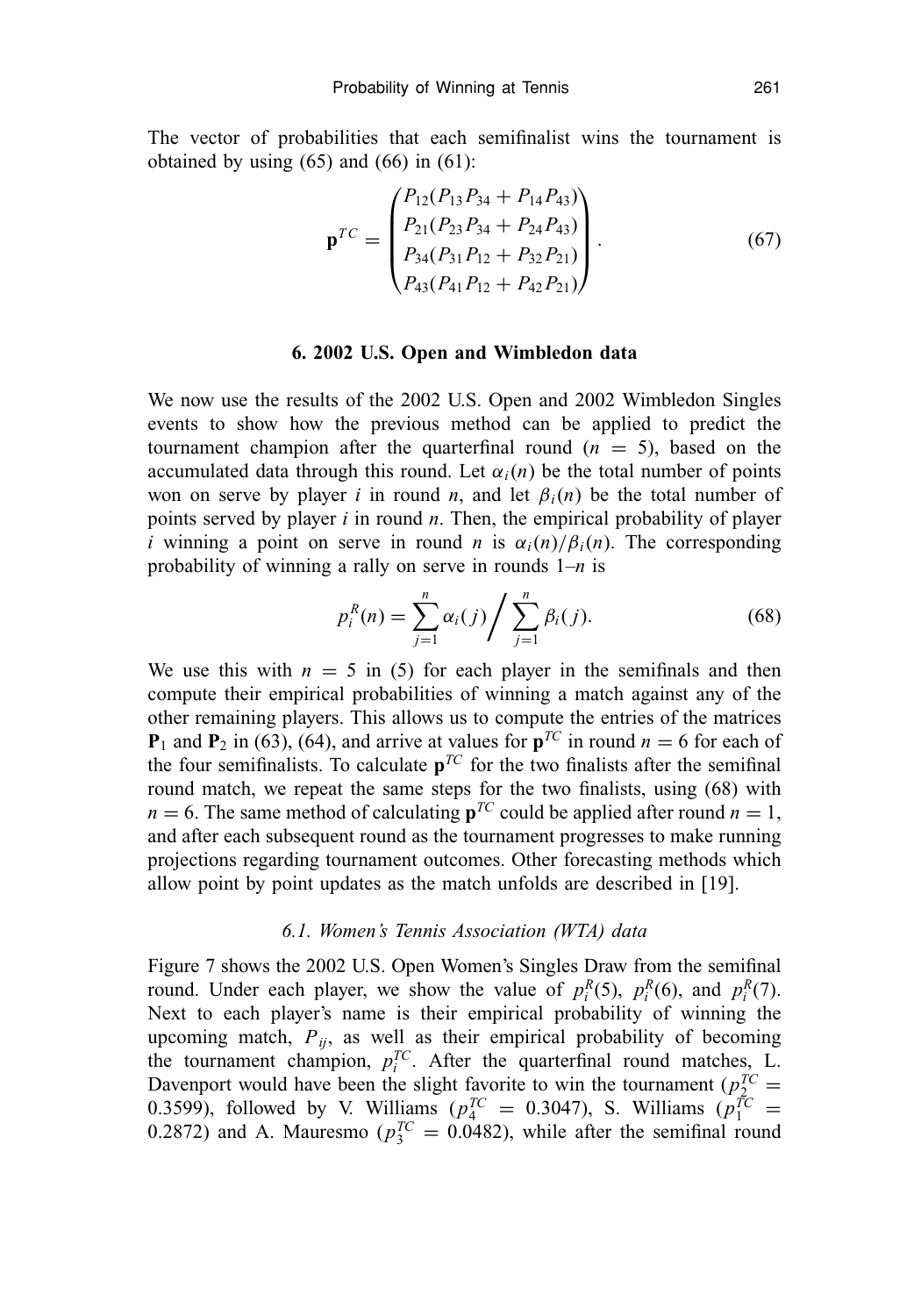The vector of probabilities that each semifinalist wins the tournament is obtained by using (65) and (66) in (61):

$$\mathbf{p}^{TC} = \begin{pmatrix} P_{12}(P_{13}P_{34} + P_{14}P_{43}) \\ P_{21}(P_{23}P_{34} + P_{24}P_{43}) \\ P_{34}(P_{31}P_{12} + P_{32}P_{21}) \\ P_{43}(P_{41}P_{12} + P_{42}P_{21}) \end{pmatrix}. \tag{67}$$

## 6. 2002 U.S. Open and Wimbledon data

We now use the results of the 2002 U.S. Open and 2002 Wimbledon Singles events to show how the previous method can be applied to predict the tournament champion after the quarterfinal round ($n = 5$), based on the accumulated data through this round. Let $\alpha_i(n)$ be the total number of points won on serve by player $i$ in round $n$, and let $\beta_i(n)$ be the total number of points served by player $i$ in round $n$. Then, the empirical probability of player $i$ winning a point on serve in round $n$ is $\alpha_i(n)/\beta_i(n)$. The corresponding probability of winning a rally on serve in rounds 1–$n$ is

$$p_i^R(n) = \sum_{j=1}^{n} \alpha_i(j) \Bigg/ \sum_{j=1}^{n} \beta_i(j). \tag{68}$$

We use this with $n = 5$ in (5) for each player in the semifinals and then compute their empirical probabilities of winning a match against any of the other remaining players. This allows us to compute the entries of the matrices $\mathbf{P}_1$ and $\mathbf{P}_2$ in (63), (64), and arrive at values for $\mathbf{p}^{TC}$ in round $n = 6$ for each of the four semifinalists. To calculate $\mathbf{p}^{TC}$ for the two finalists after the semifinal round match, we repeat the same steps for the two finalists, using (68) with $n = 6$. The same method of calculating $\mathbf{p}^{TC}$ could be applied after round $n = 1$, and after each subsequent round as the tournament progresses to make running projections regarding tournament outcomes. Other forecasting methods which allow point by point updates as the match unfolds are described in [19].

### *6.1. Women's Tennis Association (WTA) data*

Figure 7 shows the 2002 U.S. Open Women's Singles Draw from the semifinal round. Under each player, we show the value of $p_i^R(5)$, $p_i^R(6)$, and $p_i^R(7)$. Next to each player's name is their empirical probability of winning the upcoming match, $P_{ij}$, as well as their empirical probability of becoming the tournament champion, $p_i^{TC}$. After the quarterfinal round matches, L. Davenport would have been the slight favorite to win the tournament ($p_2^{TC} = 0.3599$), followed by V. Williams ($p_4^{TC} = 0.3047$), S. Williams ($p_1^{TC} = 0.2872$) and A. Mauresmo ($p_3^{TC} = 0.0482$), while after the semifinal round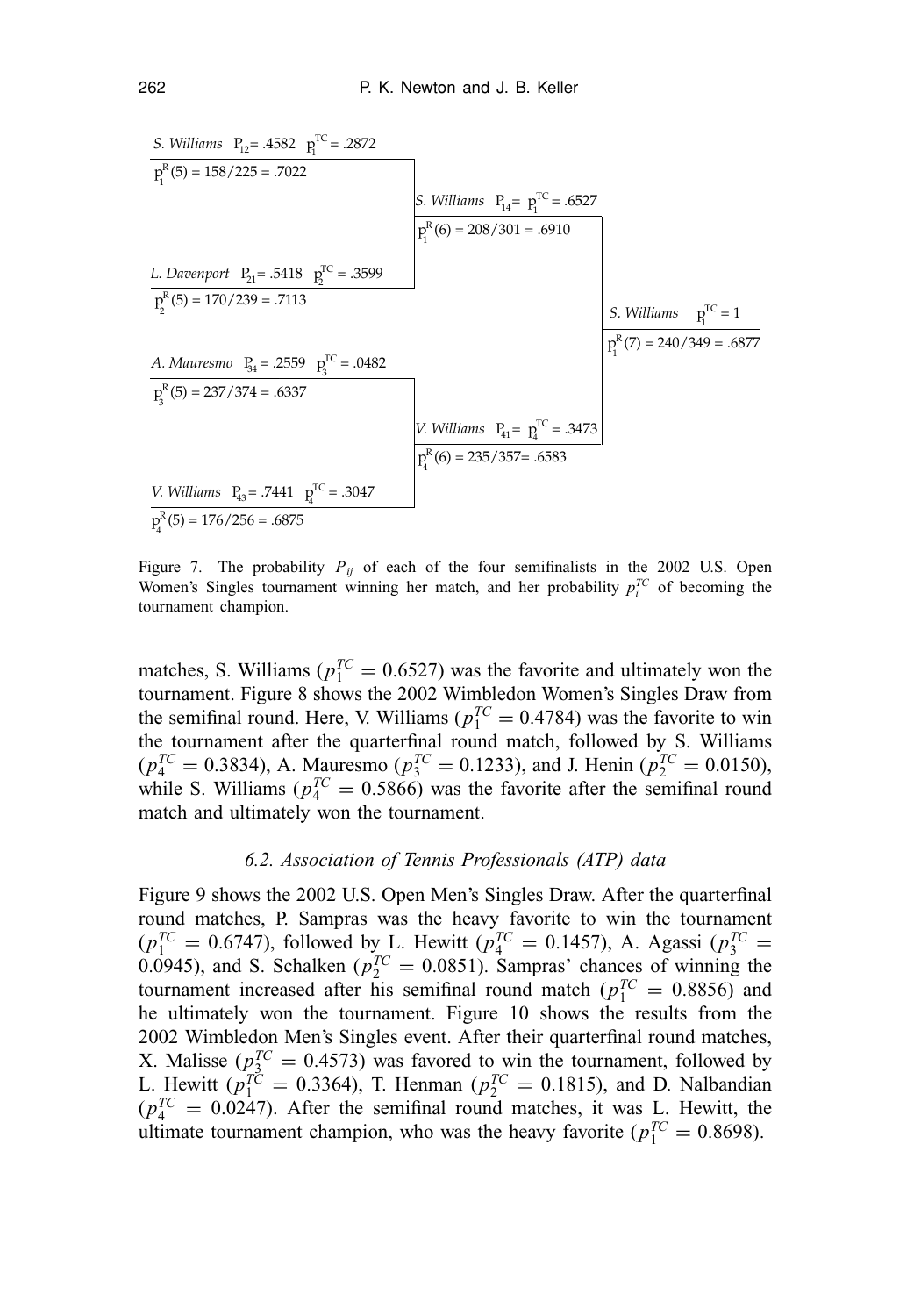| | | |
|---|---|---|
| *S. Williams* $P_{12} = .4582$ $p_1^{TC} = .2872$ <br> $p_1^R(5) = 158/225 = .7022$ | | |
| | *S. Williams* $P_{14} = p_1^{TC} = .6527$ <br> $p_1^R(6) = 208/301 = .6910$ | |
| *L. Davenport* $P_{21} = .5418$ $p_2^{TC} = .3599$ <br> $p_2^R(5) = 170/239 = .7113$ | | |
| | | *S. Williams* $p_1^{TC} = 1$ <br> $p_1^R(7) = 240/349 = .6877$ |
| *A. Mauresmo* $P_{34} = .2559$ $p_3^{TC} = .0482$ <br> $p_3^R(5) = 237/374 = .6337$ | | |
| | *V. Williams* $P_{41} = p_4^{TC} = .3473$ <br> $p_4^R(6) = 235/357 = .6583$ | |
| *V. Williams* $P_{43} = .7441$ $p_4^{TC} = .3047$ <br> $p_4^R(5) = 176/256 = .6875$ | | |

Figure 7. The probability $P_{ij}$ of each of the four semifinalists in the 2002 U.S. Open Women's Singles tournament winning her match, and her probability $p_i^{TC}$ of becoming the tournament champion.

matches, S. Williams ($p_1^{TC} = 0.6527$) was the favorite and ultimately won the tournament. Figure 8 shows the 2002 Wimbledon Women's Singles Draw from the semifinal round. Here, V. Williams ($p_1^{TC} = 0.4784$) was the favorite to win the tournament after the quarterfinal round match, followed by S. Williams ($p_4^{TC} = 0.3834$), A. Mauresmo ($p_3^{TC} = 0.1233$), and J. Henin ($p_2^{TC} = 0.0150$), while S. Williams ($p_4^{TC} = 0.5866$) was the favorite after the semifinal round match and ultimately won the tournament.

### *6.2. Association of Tennis Professionals (ATP) data*

Figure 9 shows the 2002 U.S. Open Men's Singles Draw. After the quarterfinal round matches, P. Sampras was the heavy favorite to win the tournament ($p_1^{TC} = 0.6747$), followed by L. Hewitt ($p_4^{TC} = 0.1457$), A. Agassi ($p_3^{TC} = 0.0945$), and S. Schalken ($p_2^{TC} = 0.0851$). Sampras' chances of winning the tournament increased after his semifinal round match ($p_1^{TC} = 0.8856$) and he ultimately won the tournament. Figure 10 shows the results from the 2002 Wimbledon Men's Singles event. After their quarterfinal round matches, X. Malisse ($p_3^{TC} = 0.4573$) was favored to win the tournament, followed by L. Hewitt ($p_1^{TC} = 0.3364$), T. Henman ($p_2^{TC} = 0.1815$), and D. Nalbandian ($p_4^{TC} = 0.0247$). After the semifinal round matches, it was L. Hewitt, the ultimate tournament champion, who was the heavy favorite ($p_1^{TC} = 0.8698$).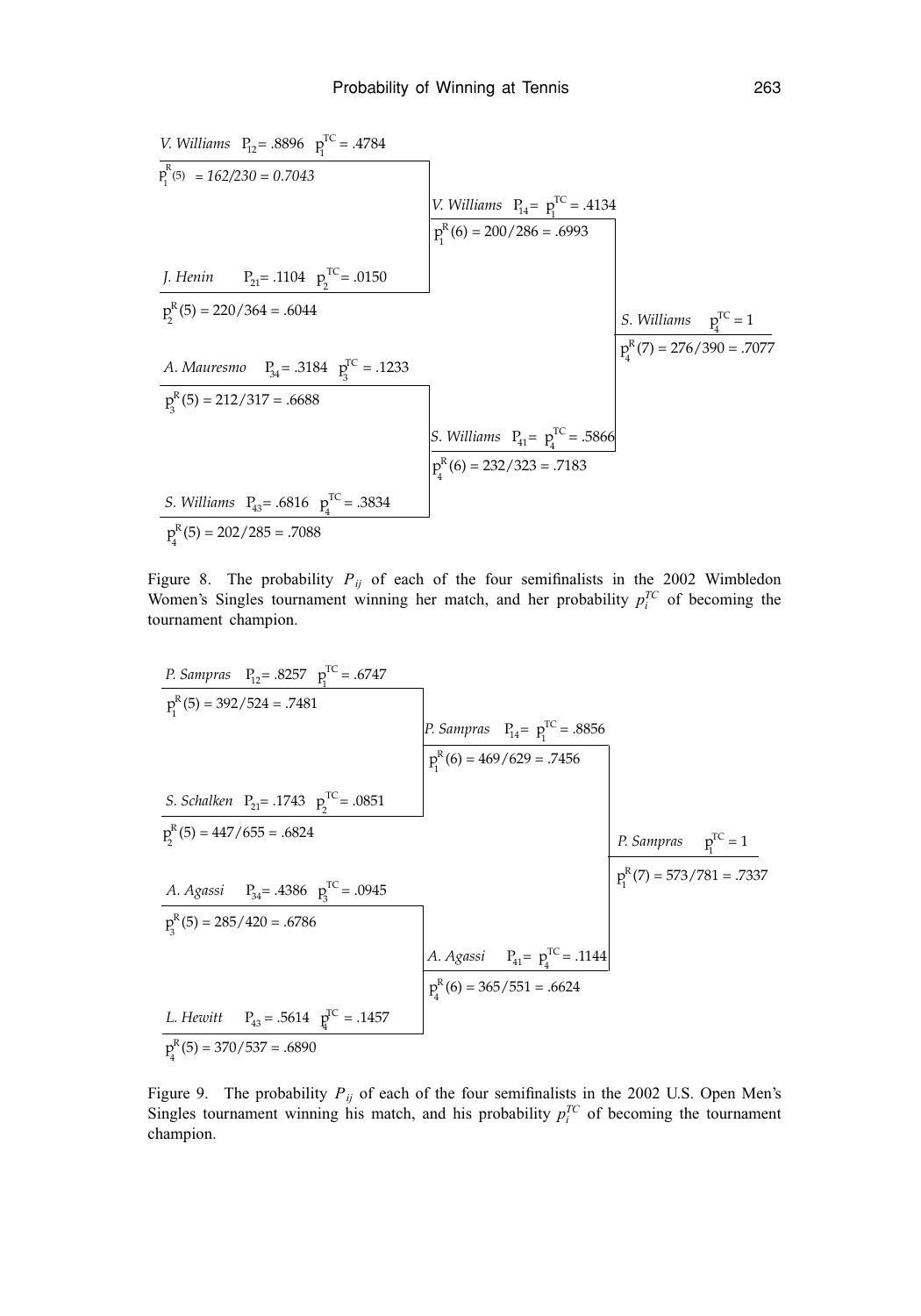*V. Williams* $P_{12} = .8896$ $p_1^{TC} = .4784$

$p_1^R(5) = 162/230 = 0.7043$

*V. Williams* $P_{14} = p_1^{TC} = .4134$

$p_1^R(6) = 200/286 = .6993$

*J. Henin* $P_{21} = .1104$ $p_2^{TC} = .0150$

$p_2^R(5) = 220/364 = .6044$

*S. Williams* $p_4^{TC} = 1$

$p_4^R(7) = 276/390 = .7077$

*A. Mauresmo* $P_{34} = .3184$ $p_3^{TC} = .1233$

$p_3^R(5) = 212/317 = .6688$

*S. Williams* $P_{41} = p_4^{TC} = .5866$

$p_4^R(6) = 232/323 = .7183$

*S. Williams* $P_{43} = .6816$ $p_4^{TC} = .3834$

$p_4^R(5) = 202/285 = .7088$

Figure 8. The probability $P_{ij}$ of each of the four semifinalists in the 2002 Wimbledon Women's Singles tournament winning her match, and her probability $p_i^{TC}$ of becoming the tournament champion.

*P. Sampras* $P_{12} = .8257$ $p_1^{TC} = .6747$

$p_1^R(5) = 392/524 = .7481$

*P. Sampras* $P_{14} = p_1^{TC} = .8856$

$p_1^R(6) = 469/629 = .7456$

*S. Schalken* $P_{21} = .1743$ $p_2^{TC} = .0851$

$p_2^R(5) = 447/655 = .6824$

*P. Sampras* $p_1^{TC} = 1$

$p_1^R(7) = 573/781 = .7337$

*A. Agassi* $P_{34} = .4386$ $p_3^{TC} = .0945$

$p_3^R(5) = 285/420 = .6786$

*A. Agassi* $P_{41} = p_4^{TC} = .1144$

$p_4^R(6) = 365/551 = .6624$

*L. Hewitt* $P_{43} = .5614$ $p_4^{TC} = .1457$

$p_4^R(5) = 370/537 = .6890$

Figure 9. The probability $P_{ij}$ of each of the four semifinalists in the 2002 U.S. Open Men's Singles tournament winning his match, and his probability $p_i^{TC}$ of becoming the tournament champion.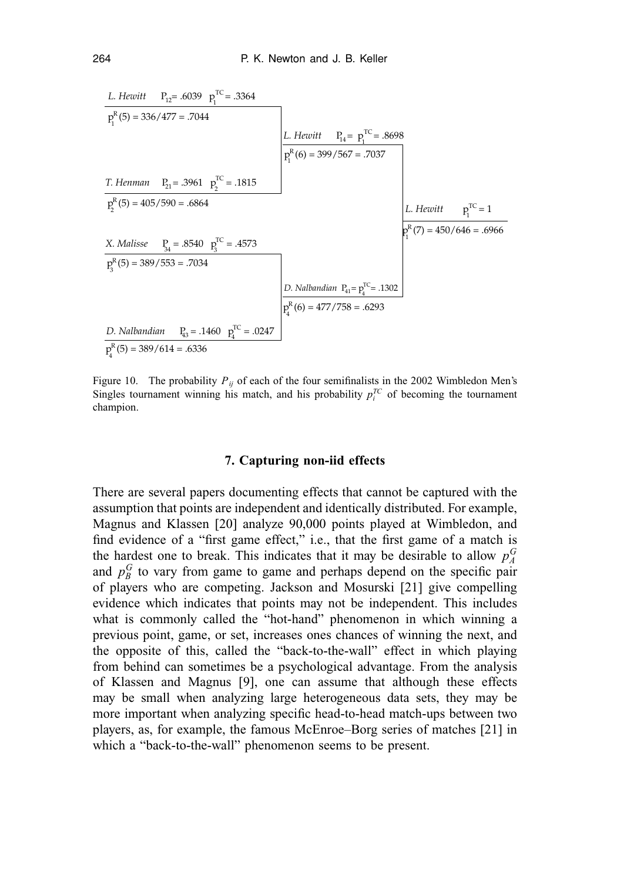*L. Hewitt* $P_{12} = .6039$ $p_1^{TC} = .3364$

$p_1^R(5) = 336/477 = .7044$

*T. Henman* $P_{21} = .3961$ $p_2^{TC} = .1815$

$p_2^R(5) = 405/590 = .6864$

*X. Malisse* $P_{34} = .8540$ $p_3^{TC} = .4573$

$p_3^R(5) = 389/553 = .7034$

*D. Nalbandian* $P_{43} = .1460$ $p_4^{TC} = .0247$

$p_4^R(5) = 389/614 = .6336$

*L. Hewitt* $P_{14} = p_1^{TC} = .8698$

$p_1^R(6) = 399/567 = .7037$

*D. Nalbandian* $P_{41} = p_4^{TC} = .1302$

$p_4^R(6) = 477/758 = .6293$

*L. Hewitt* $p_1^{TC} = 1$

$p_1^R(7) = 450/646 = .6966$

Figure 10. The probability $P_{ij}$ of each of the four semifinalists in the 2002 Wimbledon Men's Singles tournament winning his match, and his probability $p_i^{TC}$ of becoming the tournament champion.

## 7. Capturing non-iid effects

There are several papers documenting effects that cannot be captured with the assumption that points are independent and identically distributed. For example, Magnus and Klassen [20] analyze 90,000 points played at Wimbledon, and find evidence of a "first game effect," i.e., that the first game of a match is the hardest one to break. This indicates that it may be desirable to allow $p_A^G$ and $p_B^G$ to vary from game to game and perhaps depend on the specific pair of players who are competing. Jackson and Mosurski [21] give compelling evidence which indicates that points may not be independent. This includes what is commonly called the "hot-hand" phenomenon in which winning a previous point, game, or set, increases ones chances of winning the next, and the opposite of this, called the "back-to-the-wall" effect in which playing from behind can sometimes be a psychological advantage. From the analysis of Klassen and Magnus [9], one can assume that although these effects may be small when analyzing large heterogeneous data sets, they may be more important when analyzing specific head-to-head match-ups between two players, as, for example, the famous McEnroe–Borg series of matches [21] in which a "back-to-the-wall" phenomenon seems to be present.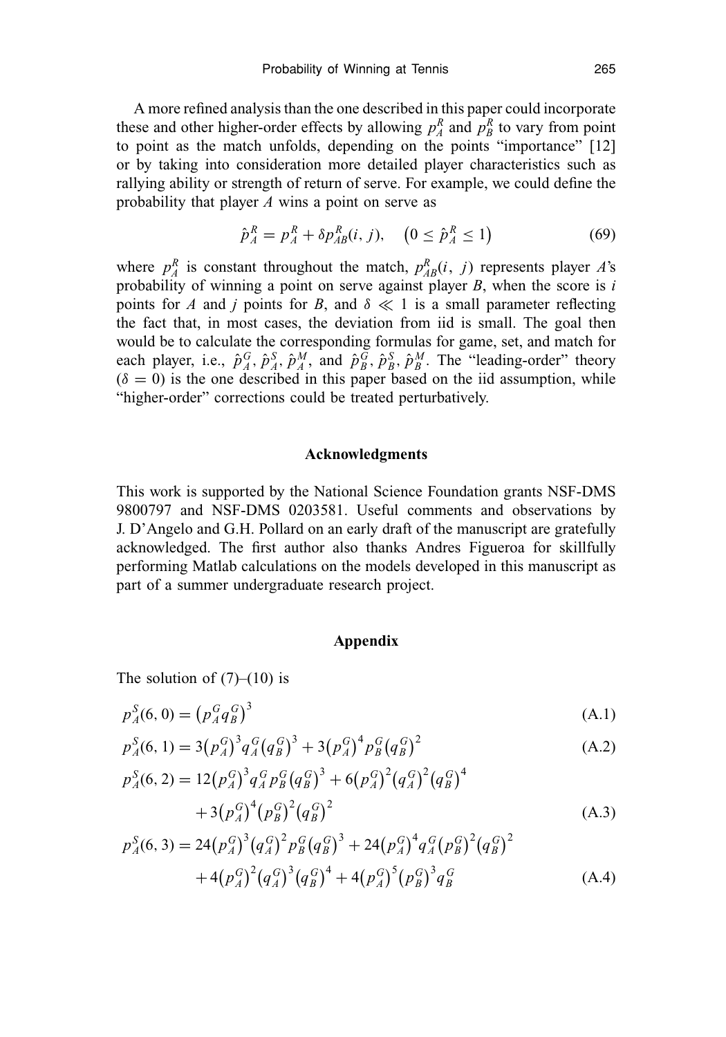A more refined analysis than the one described in this paper could incorporate these and other higher-order effects by allowing $p_A^R$ and $p_B^R$ to vary from point to point as the match unfolds, depending on the points "importance" [12] or by taking into consideration more detailed player characteristics such as rallying ability or strength of return of serve. For example, we could define the probability that player $A$ wins a point on serve as

$$\hat{p}_A^R = p_A^R + \delta p_{AB}^R(i, j), \quad \left(0 \leq \hat{p}_A^R \leq 1\right) \tag{69}$$

where $p_A^R$ is constant throughout the match, $p_{AB}^R(i, j)$ represents player $A$'s probability of winning a point on serve against player $B$, when the score is $i$ points for $A$ and $j$ points for $B$, and $\delta \ll 1$ is a small parameter reflecting the fact that, in most cases, the deviation from iid is small. The goal then would be to calculate the corresponding formulas for game, set, and match for each player, i.e., $\hat{p}_A^G, \hat{p}_A^S, \hat{p}_A^M$, and $\hat{p}_B^G, \hat{p}_B^S, \hat{p}_B^M$. The "leading-order" theory ($\delta = 0$) is the one described in this paper based on the iid assumption, while "higher-order" corrections could be treated perturbatively.

## Acknowledgments

This work is supported by the National Science Foundation grants NSF-DMS 9800797 and NSF-DMS 0203581. Useful comments and observations by J. D'Angelo and G.H. Pollard on an early draft of the manuscript are gratefully acknowledged. The first author also thanks Andres Figueroa for skillfully performing Matlab calculations on the models developed in this manuscript as part of a summer undergraduate research project.

## Appendix

The solution of (7)–(10) is

$$p_A^S(6, 0) = \left(p_A^G q_B^G\right)^3 \tag{A.1}$$

$$p_A^S(6, 1) = 3\left(p_A^G\right)^3 q_A^G \left(q_B^G\right)^3 + 3\left(p_A^G\right)^4 p_B^G \left(q_B^G\right)^2 \tag{A.2}$$

$$\begin{aligned} p_A^S(6, 2) = {} & 12\left(p_A^G\right)^3 q_A^G p_B^G \left(q_B^G\right)^3 + 6\left(p_A^G\right)^2 \left(q_A^G\right)^2 \left(q_B^G\right)^4 \\ & + 3\left(p_A^G\right)^4 \left(p_B^G\right)^2 \left(q_B^G\right)^2 \end{aligned} \tag{A.3}$$

$$\begin{aligned} p_A^S(6, 3) = {} & 24\left(p_A^G\right)^3 \left(q_A^G\right)^2 p_B^G \left(q_B^G\right)^3 + 24\left(p_A^G\right)^4 q_A^G \left(p_B^G\right)^2 \left(q_B^G\right)^2 \\ & + 4\left(p_A^G\right)^2 \left(q_A^G\right)^3 \left(q_B^G\right)^4 + 4\left(p_A^G\right)^5 \left(p_B^G\right)^3 q_B^G \end{aligned} \tag{A.4}$$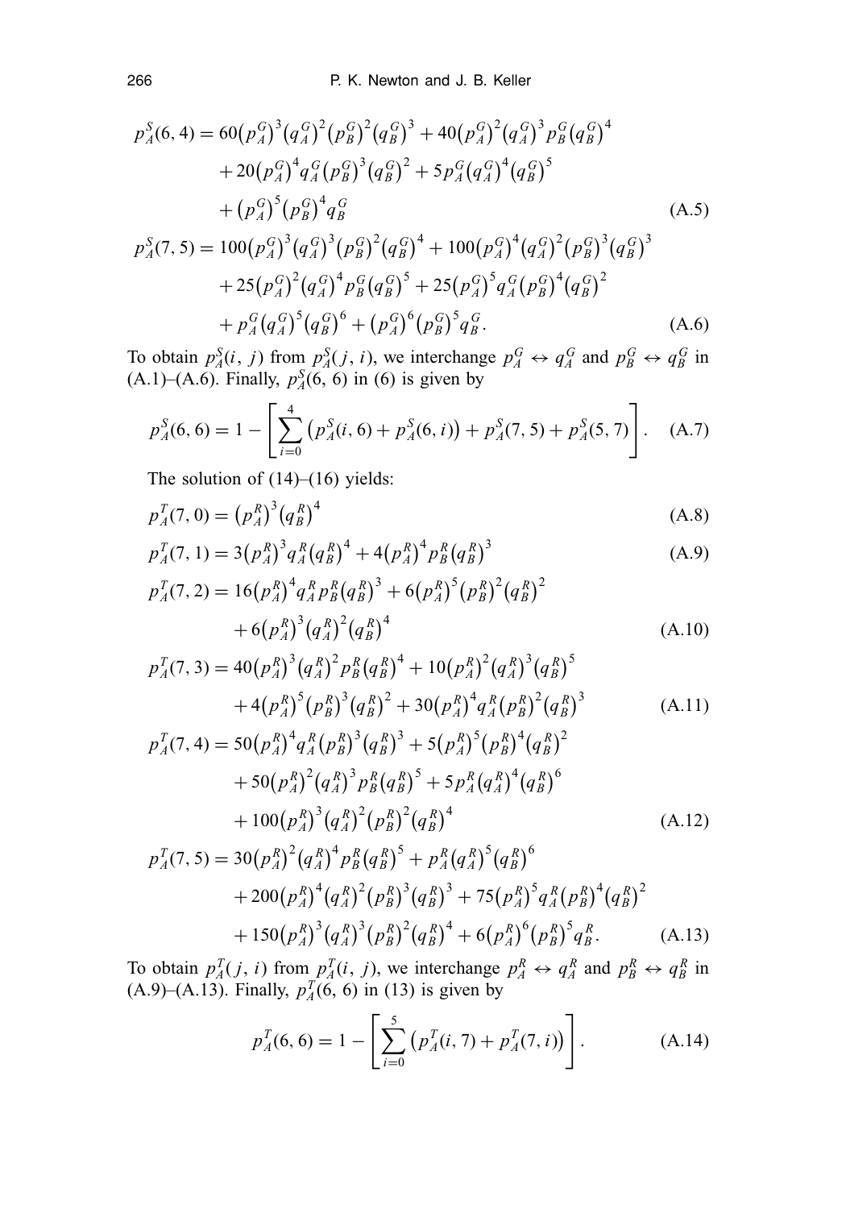$$p_A^S(6,4) = 60\left(p_A^G\right)^3\left(q_A^G\right)^2\left(p_B^G\right)^2\left(q_B^G\right)^3 + 40\left(p_A^G\right)^2\left(q_A^G\right)^3 p_B^G\left(q_B^G\right)^4 + 20\left(p_A^G\right)^4 q_A^G\left(p_B^G\right)^3\left(q_B^G\right)^2 + 5p_A^G\left(q_A^G\right)^4\left(q_B^G\right)^5 + \left(p_A^G\right)^5\left(p_B^G\right)^4 q_B^G \tag{A.5}$$

$$p_A^S(7,5) = 100\left(p_A^G\right)^3\left(q_A^G\right)^3\left(p_B^G\right)^2\left(q_B^G\right)^4 + 100\left(p_A^G\right)^4\left(q_A^G\right)^2\left(p_B^G\right)^3\left(q_B^G\right)^3 + 25\left(p_A^G\right)^2\left(q_A^G\right)^4 p_B^G\left(q_B^G\right)^5 + 25\left(p_A^G\right)^5 q_A^G\left(p_B^G\right)^4\left(q_B^G\right)^2 + p_A^G\left(q_A^G\right)^5\left(q_B^G\right)^6 + \left(p_A^G\right)^6\left(p_B^G\right)^5 q_B^G. \tag{A.6}$$

To obtain $p_A^S(i, j)$ from $p_A^S(j, i)$, we interchange $p_A^G \leftrightarrow q_A^G$ and $p_B^G \leftrightarrow q_B^G$ in (A.1)–(A.6). Finally, $p_A^S(6, 6)$ in (6) is given by

$$p_A^S(6,6) = 1 - \left[\sum_{i=0}^{4}\left(p_A^S(i,6) + p_A^S(6,i)\right) + p_A^S(7,5) + p_A^S(5,7)\right]. \tag{A.7}$$

The solution of (14)–(16) yields:

$$p_A^T(7,0) = \left(p_A^R\right)^3\left(q_B^R\right)^4 \tag{A.8}$$

$$p_A^T(7,1) = 3\left(p_A^R\right)^3 q_A^R\left(q_B^R\right)^4 + 4\left(p_A^R\right)^4 p_B^R\left(q_B^R\right)^3 \tag{A.9}$$

$$p_A^T(7,2) = 16\left(p_A^R\right)^4 q_A^R p_B^R\left(q_B^R\right)^3 + 6\left(p_A^R\right)^5\left(p_B^R\right)^2\left(q_B^R\right)^2 + 6\left(p_A^R\right)^3\left(q_A^R\right)^2\left(q_B^R\right)^4 \tag{A.10}$$

$$p_A^T(7,3) = 40\left(p_A^R\right)^3\left(q_A^R\right)^2 p_B^R\left(q_B^R\right)^4 + 10\left(p_A^R\right)^2\left(q_A^R\right)^3\left(q_B^R\right)^5 + 4\left(p_A^R\right)^5\left(p_B^R\right)^3\left(q_B^R\right)^2 + 30\left(p_A^R\right)^4 q_A^R\left(p_B^R\right)^2\left(q_B^R\right)^3 \tag{A.11}$$

$$p_A^T(7,4) = 50\left(p_A^R\right)^4 q_A^R\left(p_B^R\right)^3\left(q_B^R\right)^3 + 5\left(p_A^R\right)^5\left(p_B^R\right)^4\left(q_B^R\right)^2 + 50\left(p_A^R\right)^2\left(q_A^R\right)^3 p_B^R\left(q_B^R\right)^5 + 5p_A^R\left(q_A^R\right)^4\left(q_B^R\right)^6 + 100\left(p_A^R\right)^3\left(q_A^R\right)^2\left(p_B^R\right)^2\left(q_B^R\right)^4 \tag{A.12}$$

$$p_A^T(7,5) = 30\left(p_A^R\right)^2\left(q_A^R\right)^4 p_B^R\left(q_B^R\right)^5 + p_A^R\left(q_A^R\right)^5\left(q_B^R\right)^6 + 200\left(p_A^R\right)^4\left(q_A^R\right)^2\left(p_B^R\right)^3\left(q_B^R\right)^3 + 75\left(p_A^R\right)^5 q_A^R\left(p_B^R\right)^4\left(q_B^R\right)^2 + 150\left(p_A^R\right)^3\left(q_A^R\right)^3\left(p_B^R\right)^2\left(q_B^R\right)^4 + 6\left(p_A^R\right)^6\left(p_B^R\right)^5 q_B^R. \tag{A.13}$$

To obtain $p_A^T(j, i)$ from $p_A^T(i, j)$, we interchange $p_A^R \leftrightarrow q_A^R$ and $p_B^R \leftrightarrow q_B^R$ in (A.9)–(A.13). Finally, $p_A^T(6, 6)$ in (13) is given by

$$p_A^T(6,6) = 1 - \left[\sum_{i=0}^{5}\left(p_A^T(i,7) + p_A^T(7,i)\right)\right]. \tag{A.14}$$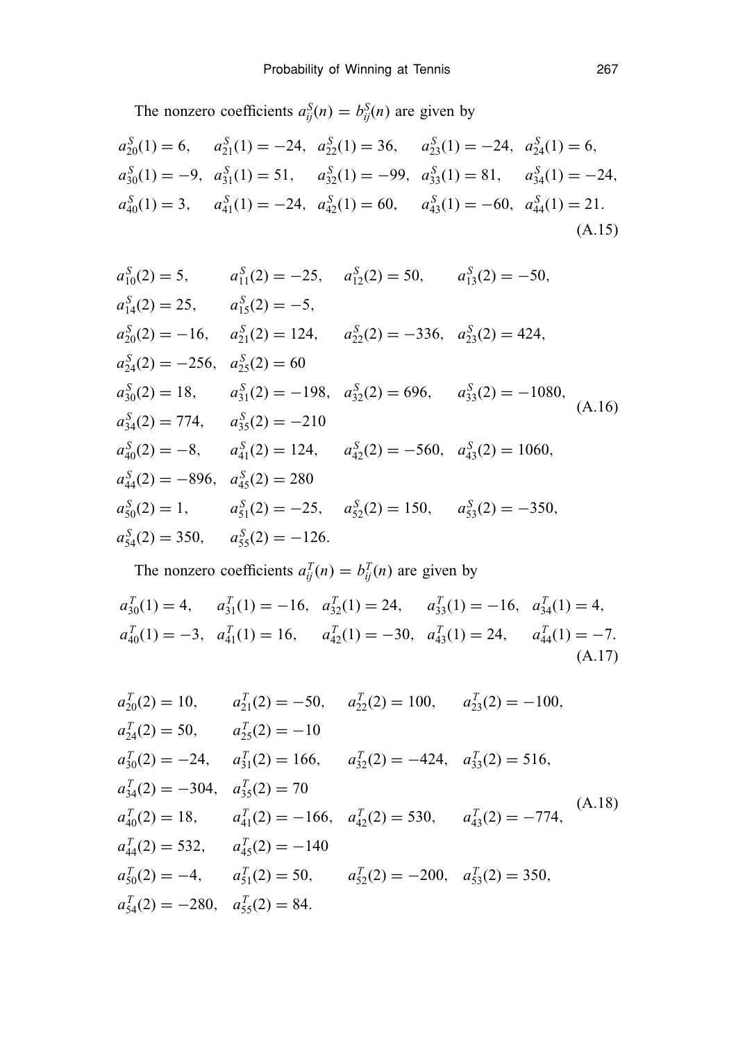The nonzero coefficients $a^S_{ij}(n) = b^S_{ij}(n)$ are given by

$$
\begin{aligned}
&a^S_{20}(1) = 6, \quad a^S_{21}(1) = -24, \quad a^S_{22}(1) = 36, \quad a^S_{23}(1) = -24, \quad a^S_{24}(1) = 6,\\
&a^S_{30}(1) = -9, \quad a^S_{31}(1) = 51, \quad a^S_{32}(1) = -99, \quad a^S_{33}(1) = 81, \quad a^S_{34}(1) = -24,\\
&a^S_{40}(1) = 3, \quad a^S_{41}(1) = -24, \quad a^S_{42}(1) = 60, \quad a^S_{43}(1) = -60, \quad a^S_{44}(1) = 21.
\end{aligned}
\tag{A.15}
$$

$$
\begin{aligned}
&a^S_{10}(2) = 5, \quad a^S_{11}(2) = -25, \quad a^S_{12}(2) = 50, \quad a^S_{13}(2) = -50,\\
&a^S_{14}(2) = 25, \quad a^S_{15}(2) = -5,\\
&a^S_{20}(2) = -16, \quad a^S_{21}(2) = 124, \quad a^S_{22}(2) = -336, \quad a^S_{23}(2) = 424,\\
&a^S_{24}(2) = -256, \quad a^S_{25}(2) = 60\\
&a^S_{30}(2) = 18, \quad a^S_{31}(2) = -198, \quad a^S_{32}(2) = 696, \quad a^S_{33}(2) = -1080,\\
&a^S_{34}(2) = 774, \quad a^S_{35}(2) = -210\\
&a^S_{40}(2) = -8, \quad a^S_{41}(2) = 124, \quad a^S_{42}(2) = -560, \quad a^S_{43}(2) = 1060,\\
&a^S_{44}(2) = -896, \quad a^S_{45}(2) = 280\\
&a^S_{50}(2) = 1, \quad a^S_{51}(2) = -25, \quad a^S_{52}(2) = 150, \quad a^S_{53}(2) = -350,\\
&a^S_{54}(2) = 350, \quad a^S_{55}(2) = -126.
\end{aligned}
\tag{A.16}
$$

The nonzero coefficients $a^T_{ij}(n) = b^T_{ij}(n)$ are given by

$$
\begin{aligned}
&a^T_{30}(1) = 4, \quad a^T_{31}(1) = -16, \quad a^T_{32}(1) = 24, \quad a^T_{33}(1) = -16, \quad a^T_{34}(1) = 4,\\
&a^T_{40}(1) = -3, \quad a^T_{41}(1) = 16, \quad a^T_{42}(1) = -30, \quad a^T_{43}(1) = 24, \quad a^T_{44}(1) = -7.
\end{aligned}
\tag{A.17}
$$

$$
\begin{aligned}
&a^T_{20}(2) = 10, \quad a^T_{21}(2) = -50, \quad a^T_{22}(2) = 100, \quad a^T_{23}(2) = -100,\\
&a^T_{24}(2) = 50, \quad a^T_{25}(2) = -10\\
&a^T_{30}(2) = -24, \quad a^T_{31}(2) = 166, \quad a^T_{32}(2) = -424, \quad a^T_{33}(2) = 516,\\
&a^T_{34}(2) = -304, \quad a^T_{35}(2) = 70\\
&a^T_{40}(2) = 18, \quad a^T_{41}(2) = -166, \quad a^T_{42}(2) = 530, \quad a^T_{43}(2) = -774,\\
&a^T_{44}(2) = 532, \quad a^T_{45}(2) = -140\\
&a^T_{50}(2) = -4, \quad a^T_{51}(2) = 50, \quad a^T_{52}(2) = -200, \quad a^T_{53}(2) = 350,\\
&a^T_{54}(2) = -280, \quad a^T_{55}(2) = 84.
\end{aligned}
\tag{A.18}
$$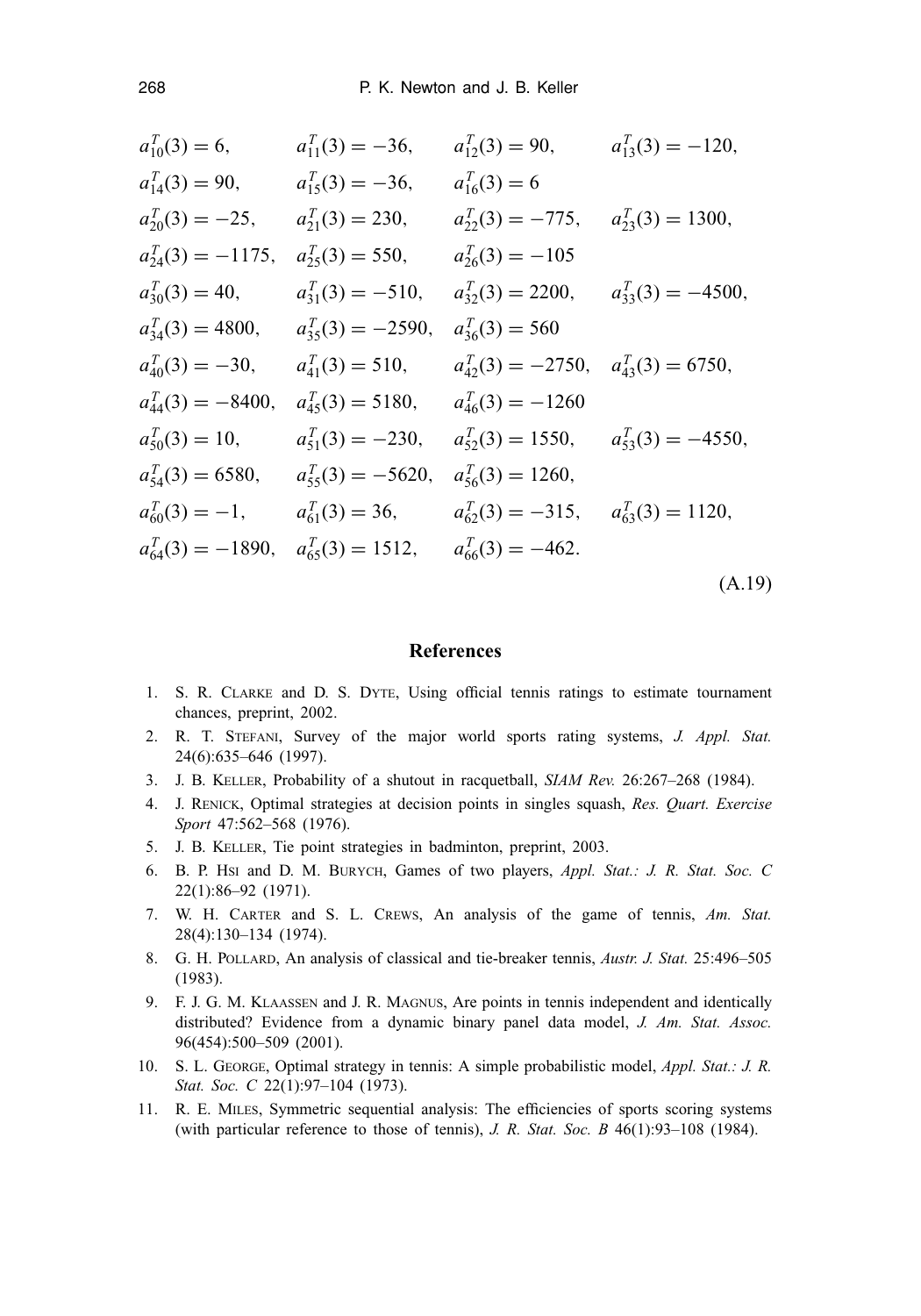$$
\begin{array}{llll}
a^T_{10}(3) = 6, & a^T_{11}(3) = -36, & a^T_{12}(3) = 90, & a^T_{13}(3) = -120, \\
a^T_{14}(3) = 90, & a^T_{15}(3) = -36, & a^T_{16}(3) = 6 & \\
a^T_{20}(3) = -25, & a^T_{21}(3) = 230, & a^T_{22}(3) = -775, & a^T_{23}(3) = 1300, \\
a^T_{24}(3) = -1175, & a^T_{25}(3) = 550, & a^T_{26}(3) = -105 & \\
a^T_{30}(3) = 40, & a^T_{31}(3) = -510, & a^T_{32}(3) = 2200, & a^T_{33}(3) = -4500, \\
a^T_{34}(3) = 4800, & a^T_{35}(3) = -2590, & a^T_{36}(3) = 560 & \\
a^T_{40}(3) = -30, & a^T_{41}(3) = 510, & a^T_{42}(3) = -2750, & a^T_{43}(3) = 6750, \\
a^T_{44}(3) = -8400, & a^T_{45}(3) = 5180, & a^T_{46}(3) = -1260 & \\
a^T_{50}(3) = 10, & a^T_{51}(3) = -230, & a^T_{52}(3) = 1550, & a^T_{53}(3) = -4550, \\
a^T_{54}(3) = 6580, & a^T_{55}(3) = -5620, & a^T_{56}(3) = 1260, & \\
a^T_{60}(3) = -1, & a^T_{61}(3) = 36, & a^T_{62}(3) = -315, & a^T_{63}(3) = 1120, \\
a^T_{64}(3) = -1890, & a^T_{65}(3) = 1512, & a^T_{66}(3) = -462. &
\end{array}
\tag{A.19}
$$

## References

1. S. R. Clarke and D. S. Dyte, Using official tennis ratings to estimate tournament chances, preprint, 2002.
2. R. T. Stefani, Survey of the major world sports rating systems, *J. Appl. Stat.* 24(6):635–646 (1997).
3. J. B. Keller, Probability of a shutout in racquetball, *SIAM Rev.* 26:267–268 (1984).
4. J. Renick, Optimal strategies at decision points in singles squash, *Res. Quart. Exercise Sport* 47:562–568 (1976).
5. J. B. Keller, Tie point strategies in badminton, preprint, 2003.
6. B. P. Hsi and D. M. Burych, Games of two players, *Appl. Stat.: J. R. Stat. Soc. C* 22(1):86–92 (1971).
7. W. H. Carter and S. L. Crews, An analysis of the game of tennis, *Am. Stat.* 28(4):130–134 (1974).
8. G. H. Pollard, An analysis of classical and tie-breaker tennis, *Austr. J. Stat.* 25:496–505 (1983).
9. F. J. G. M. Klaassen and J. R. Magnus, Are points in tennis independent and identically distributed? Evidence from a dynamic binary panel data model, *J. Am. Stat. Assoc.* 96(454):500–509 (2001).
10. S. L. George, Optimal strategy in tennis: A simple probabilistic model, *Appl. Stat.: J. R. Stat. Soc. C* 22(1):97–104 (1973).
11. R. E. Miles, Symmetric sequential analysis: The efficiencies of sports scoring systems (with particular reference to those of tennis), *J. R. Stat. Soc. B* 46(1):93–108 (1984).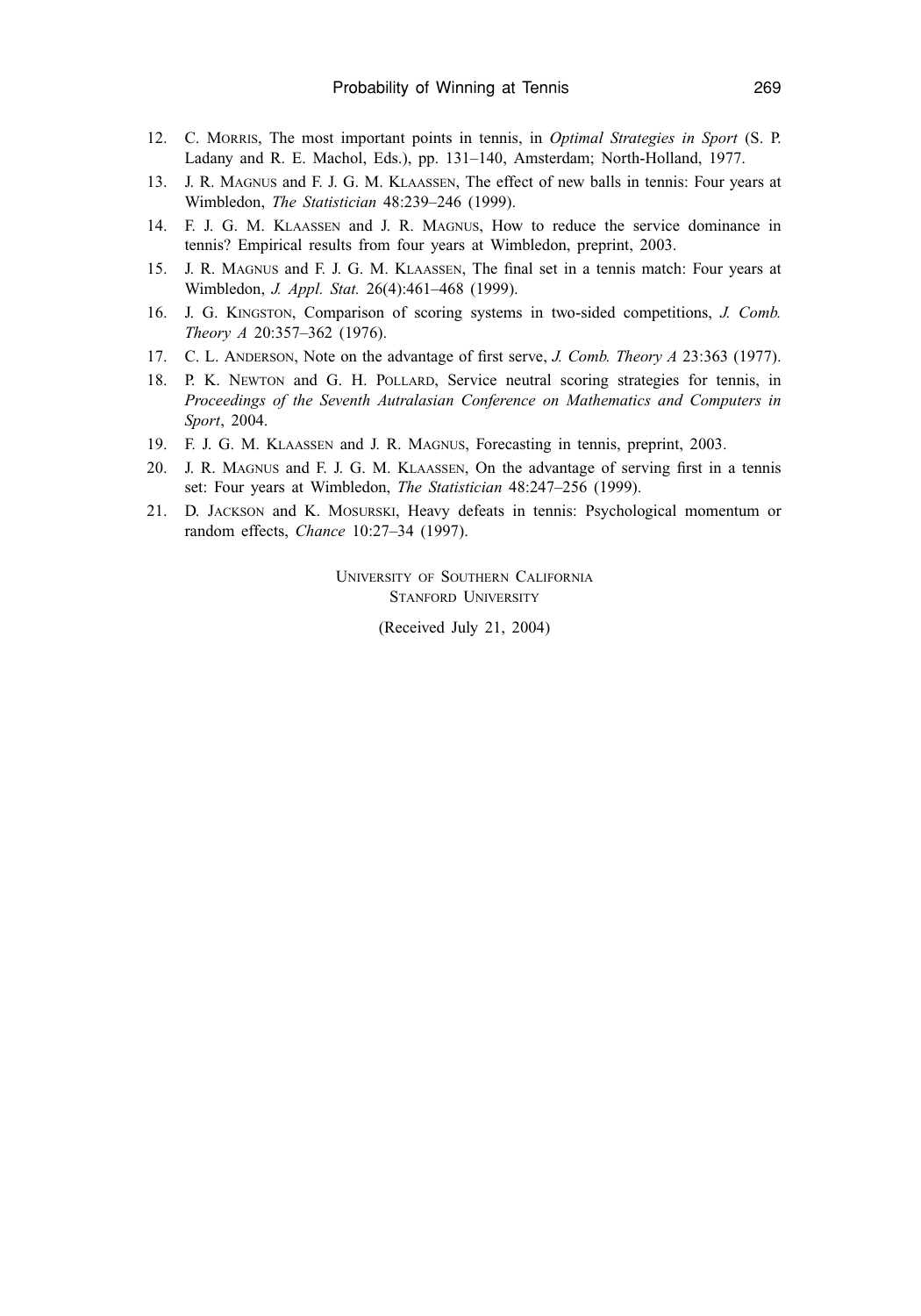12. C. MORRIS, The most important points in tennis, in *Optimal Strategies in Sport* (S. P. Ladany and R. E. Machol, Eds.), pp. 131–140, Amsterdam; North-Holland, 1977.
13. J. R. MAGNUS and F. J. G. M. KLAASSEN, The effect of new balls in tennis: Four years at Wimbledon, *The Statistician* 48:239–246 (1999).
14. F. J. G. M. KLAASSEN and J. R. MAGNUS, How to reduce the service dominance in tennis? Empirical results from four years at Wimbledon, preprint, 2003.
15. J. R. MAGNUS and F. J. G. M. KLAASSEN, The final set in a tennis match: Four years at Wimbledon, *J. Appl. Stat.* 26(4):461–468 (1999).
16. J. G. KINGSTON, Comparison of scoring systems in two-sided competitions, *J. Comb. Theory A* 20:357–362 (1976).
17. C. L. ANDERSON, Note on the advantage of first serve, *J. Comb. Theory A* 23:363 (1977).
18. P. K. NEWTON and G. H. POLLARD, Service neutral scoring strategies for tennis, in *Proceedings of the Seventh Autralasian Conference on Mathematics and Computers in Sport*, 2004.
19. F. J. G. M. KLAASSEN and J. R. MAGNUS, Forecasting in tennis, preprint, 2003.
20. J. R. MAGNUS and F. J. G. M. KLAASSEN, On the advantage of serving first in a tennis set: Four years at Wimbledon, *The Statistician* 48:247–256 (1999).
21. D. JACKSON and K. MOSURSKI, Heavy defeats in tennis: Psychological momentum or random effects, *Chance* 10:27–34 (1997).

UNIVERSITY OF SOUTHERN CALIFORNIA
STANFORD UNIVERSITY

(Received July 21, 2004)